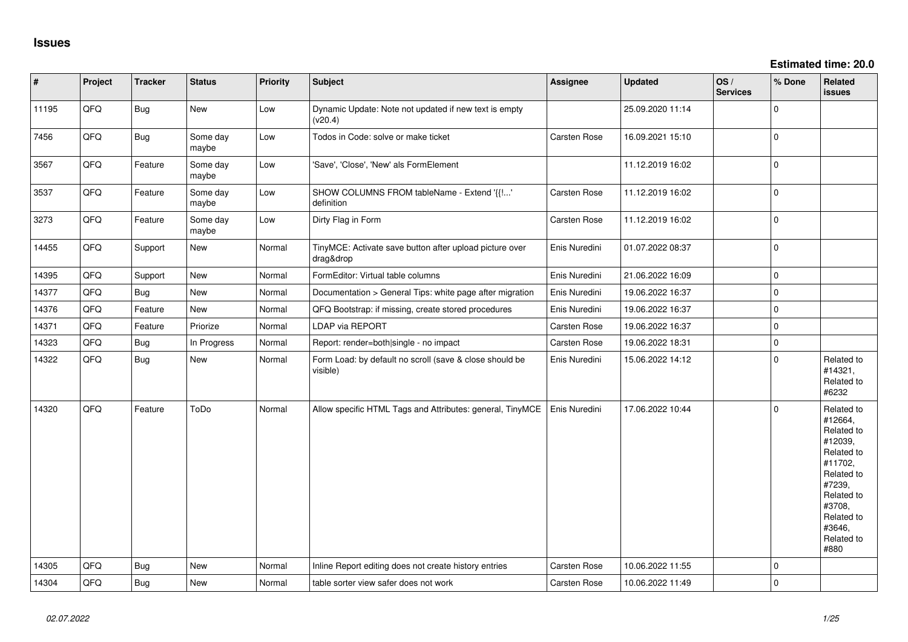# Issues

**Estimated time: 20.0**

| # | Project | Tracker | Status | Priority | Subject | Assignee | Updated | OS / Services | % Done | Related issues |
|---|---|---|---|---|---|---|---|---|---|---|
| 11195 | QFQ | Bug | New | Low | Dynamic Update: Note not updated if new text is empty (v20.4) | | 25.09.2020 11:14 | | 0 | |
| 7456 | QFQ | Bug | Some day maybe | Low | Todos in Code: solve or make ticket | Carsten Rose | 16.09.2021 15:10 | | 0 | |
| 3567 | QFQ | Feature | Some day maybe | Low | 'Save', 'Close', 'New' als FormElement | | 11.12.2019 16:02 | | 0 | |
| 3537 | QFQ | Feature | Some day maybe | Low | SHOW COLUMNS FROM tableName - Extend '{{!...' definition | Carsten Rose | 11.12.2019 16:02 | | 0 | |
| 3273 | QFQ | Feature | Some day maybe | Low | Dirty Flag in Form | Carsten Rose | 11.12.2019 16:02 | | 0 | |
| 14455 | QFQ | Support | New | Normal | TinyMCE: Activate save button after upload picture over drag&drop | Enis Nuredini | 01.07.2022 08:37 | | 0 | |
| 14395 | QFQ | Support | New | Normal | FormEditor: Virtual table columns | Enis Nuredini | 21.06.2022 16:09 | | 0 | |
| 14377 | QFQ | Bug | New | Normal | Documentation > General Tips: white page after migration | Enis Nuredini | 19.06.2022 16:37 | | 0 | |
| 14376 | QFQ | Feature | New | Normal | QFQ Bootstrap: if missing, create stored procedures | Enis Nuredini | 19.06.2022 16:37 | | 0 | |
| 14371 | QFQ | Feature | Priorize | Normal | LDAP via REPORT | Carsten Rose | 19.06.2022 16:37 | | 0 | |
| 14323 | QFQ | Bug | In Progress | Normal | Report: render=both\|single - no impact | Carsten Rose | 19.06.2022 18:31 | | 0 | |
| 14322 | QFQ | Bug | New | Normal | Form Load: by default no scroll (save & close should be visible) | Enis Nuredini | 15.06.2022 14:12 | | 0 | Related to #14321, Related to #6232 |
| 14320 | QFQ | Feature | ToDo | Normal | Allow specific HTML Tags and Attributes: general, TinyMCE | Enis Nuredini | 17.06.2022 10:44 | | 0 | Related to #12664, Related to #12039, Related to #11702, Related to #7239, Related to #3708, Related to #3646, Related to #880 |
| 14305 | QFQ | Bug | New | Normal | Inline Report editing does not create history entries | Carsten Rose | 10.06.2022 11:55 | | 0 | |
| 14304 | QFQ | Bug | New | Normal | table sorter view safer does not work | Carsten Rose | 10.06.2022 11:49 | | 0 | |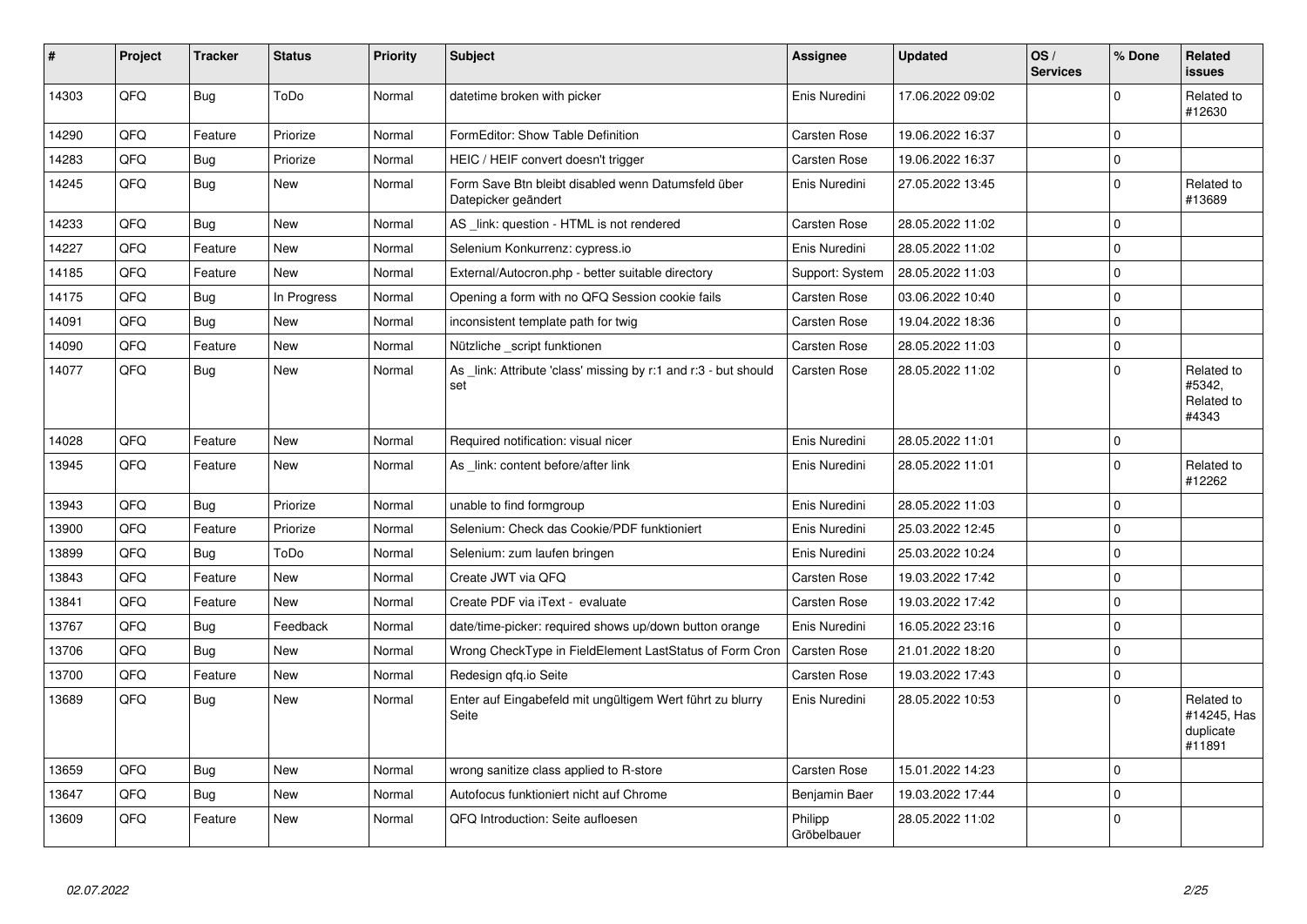| # | Project | Tracker | Status | Priority | Subject | Assignee | Updated | OS / Services | % Done | Related issues |
|---|---|---|---|---|---|---|---|---|---|---|
| 14303 | QFQ | Bug | ToDo | Normal | datetime broken with picker | Enis Nuredini | 17.06.2022 09:02 | | 0 | Related to #12630 |
| 14290 | QFQ | Feature | Priorize | Normal | FormEditor: Show Table Definition | Carsten Rose | 19.06.2022 16:37 | | 0 | |
| 14283 | QFQ | Bug | Priorize | Normal | HEIC / HEIF convert doesn't trigger | Carsten Rose | 19.06.2022 16:37 | | 0 | |
| 14245 | QFQ | Bug | New | Normal | Form Save Btn bleibt disabled wenn Datumsfeld über Datepicker geändert | Enis Nuredini | 27.05.2022 13:45 | | 0 | Related to #13689 |
| 14233 | QFQ | Bug | New | Normal | AS _link: question - HTML is not rendered | Carsten Rose | 28.05.2022 11:02 | | 0 | |
| 14227 | QFQ | Feature | New | Normal | Selenium Konkurrenz: cypress.io | Enis Nuredini | 28.05.2022 11:02 | | 0 | |
| 14185 | QFQ | Feature | New | Normal | External/Autocron.php - better suitable directory | Support: System | 28.05.2022 11:03 | | 0 | |
| 14175 | QFQ | Bug | In Progress | Normal | Opening a form with no QFQ Session cookie fails | Carsten Rose | 03.06.2022 10:40 | | 0 | |
| 14091 | QFQ | Bug | New | Normal | inconsistent template path for twig | Carsten Rose | 19.04.2022 18:36 | | 0 | |
| 14090 | QFQ | Feature | New | Normal | Nützliche _script funktionen | Carsten Rose | 28.05.2022 11:03 | | 0 | |
| 14077 | QFQ | Bug | New | Normal | As _link: Attribute 'class' missing by r:1 and r:3 - but should set | Carsten Rose | 28.05.2022 11:02 | | 0 | Related to #5342, Related to #4343 |
| 14028 | QFQ | Feature | New | Normal | Required notification: visual nicer | Enis Nuredini | 28.05.2022 11:01 | | 0 | |
| 13945 | QFQ | Feature | New | Normal | As _link: content before/after link | Enis Nuredini | 28.05.2022 11:01 | | 0 | Related to #12262 |
| 13943 | QFQ | Bug | Priorize | Normal | unable to find formgroup | Enis Nuredini | 28.05.2022 11:03 | | 0 | |
| 13900 | QFQ | Feature | Priorize | Normal | Selenium: Check das Cookie/PDF funktioniert | Enis Nuredini | 25.03.2022 12:45 | | 0 | |
| 13899 | QFQ | Bug | ToDo | Normal | Selenium: zum laufen bringen | Enis Nuredini | 25.03.2022 10:24 | | 0 | |
| 13843 | QFQ | Feature | New | Normal | Create JWT via QFQ | Carsten Rose | 19.03.2022 17:42 | | 0 | |
| 13841 | QFQ | Feature | New | Normal | Create PDF via iText - evaluate | Carsten Rose | 19.03.2022 17:42 | | 0 | |
| 13767 | QFQ | Bug | Feedback | Normal | date/time-picker: required shows up/down button orange | Enis Nuredini | 16.05.2022 23:16 | | 0 | |
| 13706 | QFQ | Bug | New | Normal | Wrong CheckType in FieldElement LastStatus of Form Cron | Carsten Rose | 21.01.2022 18:20 | | 0 | |
| 13700 | QFQ | Feature | New | Normal | Redesign qfq.io Seite | Carsten Rose | 19.03.2022 17:43 | | 0 | |
| 13689 | QFQ | Bug | New | Normal | Enter auf Eingabefeld mit ungültigem Wert führt zu blurry Seite | Enis Nuredini | 28.05.2022 10:53 | | 0 | Related to #14245, Has duplicate #11891 |
| 13659 | QFQ | Bug | New | Normal | wrong sanitize class applied to R-store | Carsten Rose | 15.01.2022 14:23 | | 0 | |
| 13647 | QFQ | Bug | New | Normal | Autofocus funktioniert nicht auf Chrome | Benjamin Baer | 19.03.2022 17:44 | | 0 | |
| 13609 | QFQ | Feature | New | Normal | QFQ Introduction: Seite aufloesen | Philipp Gröbelbauer | 28.05.2022 11:02 | | 0 | |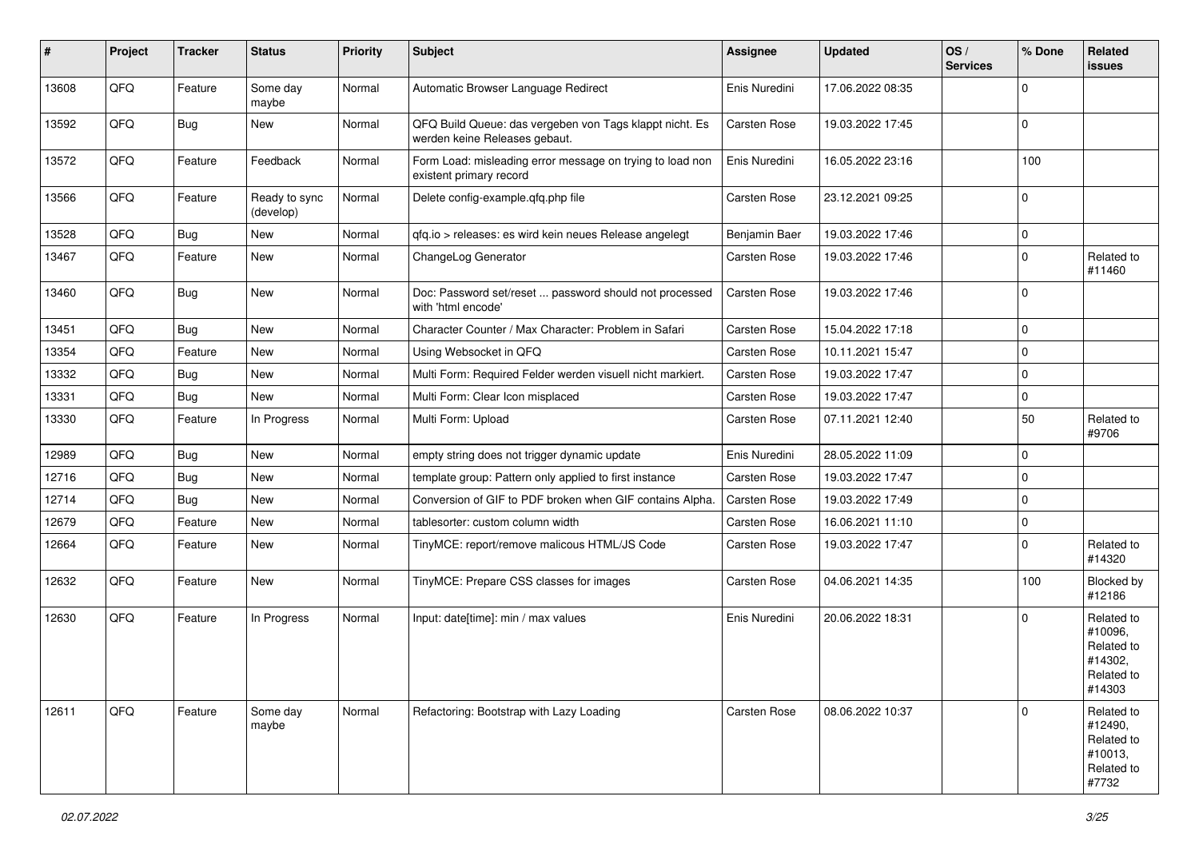| # | Project | Tracker | Status | Priority | Subject | Assignee | Updated | OS / Services | % Done | Related issues |
|---|---|---|---|---|---|---|---|---|---|---|
| 13608 | QFQ | Feature | Some day maybe | Normal | Automatic Browser Language Redirect | Enis Nuredini | 17.06.2022 08:35 | | 0 | |
| 13592 | QFQ | Bug | New | Normal | QFQ Build Queue: das vergeben von Tags klappt nicht. Es werden keine Releases gebaut. | Carsten Rose | 19.03.2022 17:45 | | 0 | |
| 13572 | QFQ | Feature | Feedback | Normal | Form Load: misleading error message on trying to load non existent primary record | Enis Nuredini | 16.05.2022 23:16 | | 100 | |
| 13566 | QFQ | Feature | Ready to sync (develop) | Normal | Delete config-example.qfq.php file | Carsten Rose | 23.12.2021 09:25 | | 0 | |
| 13528 | QFQ | Bug | New | Normal | qfq.io > releases: es wird kein neues Release angelegt | Benjamin Baer | 19.03.2022 17:46 | | 0 | |
| 13467 | QFQ | Feature | New | Normal | ChangeLog Generator | Carsten Rose | 19.03.2022 17:46 | | 0 | Related to #11460 |
| 13460 | QFQ | Bug | New | Normal | Doc: Password set/reset ... password should not processed with 'html encode' | Carsten Rose | 19.03.2022 17:46 | | 0 | |
| 13451 | QFQ | Bug | New | Normal | Character Counter / Max Character: Problem in Safari | Carsten Rose | 15.04.2022 17:18 | | 0 | |
| 13354 | QFQ | Feature | New | Normal | Using Websocket in QFQ | Carsten Rose | 10.11.2021 15:47 | | 0 | |
| 13332 | QFQ | Bug | New | Normal | Multi Form: Required Felder werden visuell nicht markiert. | Carsten Rose | 19.03.2022 17:47 | | 0 | |
| 13331 | QFQ | Bug | New | Normal | Multi Form: Clear Icon misplaced | Carsten Rose | 19.03.2022 17:47 | | 0 | |
| 13330 | QFQ | Feature | In Progress | Normal | Multi Form: Upload | Carsten Rose | 07.11.2021 12:40 | | 50 | Related to #9706 |
| 12989 | QFQ | Bug | New | Normal | empty string does not trigger dynamic update | Enis Nuredini | 28.05.2022 11:09 | | 0 | |
| 12716 | QFQ | Bug | New | Normal | template group: Pattern only applied to first instance | Carsten Rose | 19.03.2022 17:47 | | 0 | |
| 12714 | QFQ | Bug | New | Normal | Conversion of GIF to PDF broken when GIF contains Alpha. | Carsten Rose | 19.03.2022 17:49 | | 0 | |
| 12679 | QFQ | Feature | New | Normal | tablesorter: custom column width | Carsten Rose | 16.06.2021 11:10 | | 0 | |
| 12664 | QFQ | Feature | New | Normal | TinyMCE: report/remove malicous HTML/JS Code | Carsten Rose | 19.03.2022 17:47 | | 0 | Related to #14320 |
| 12632 | QFQ | Feature | New | Normal | TinyMCE: Prepare CSS classes for images | Carsten Rose | 04.06.2021 14:35 | | 100 | Blocked by #12186 |
| 12630 | QFQ | Feature | In Progress | Normal | Input: date[time]: min / max values | Enis Nuredini | 20.06.2022 18:31 | | 0 | Related to #10096, Related to #14302, Related to #14303 |
| 12611 | QFQ | Feature | Some day maybe | Normal | Refactoring: Bootstrap with Lazy Loading | Carsten Rose | 08.06.2022 10:37 | | 0 | Related to #12490, Related to #10013, Related to #7732 |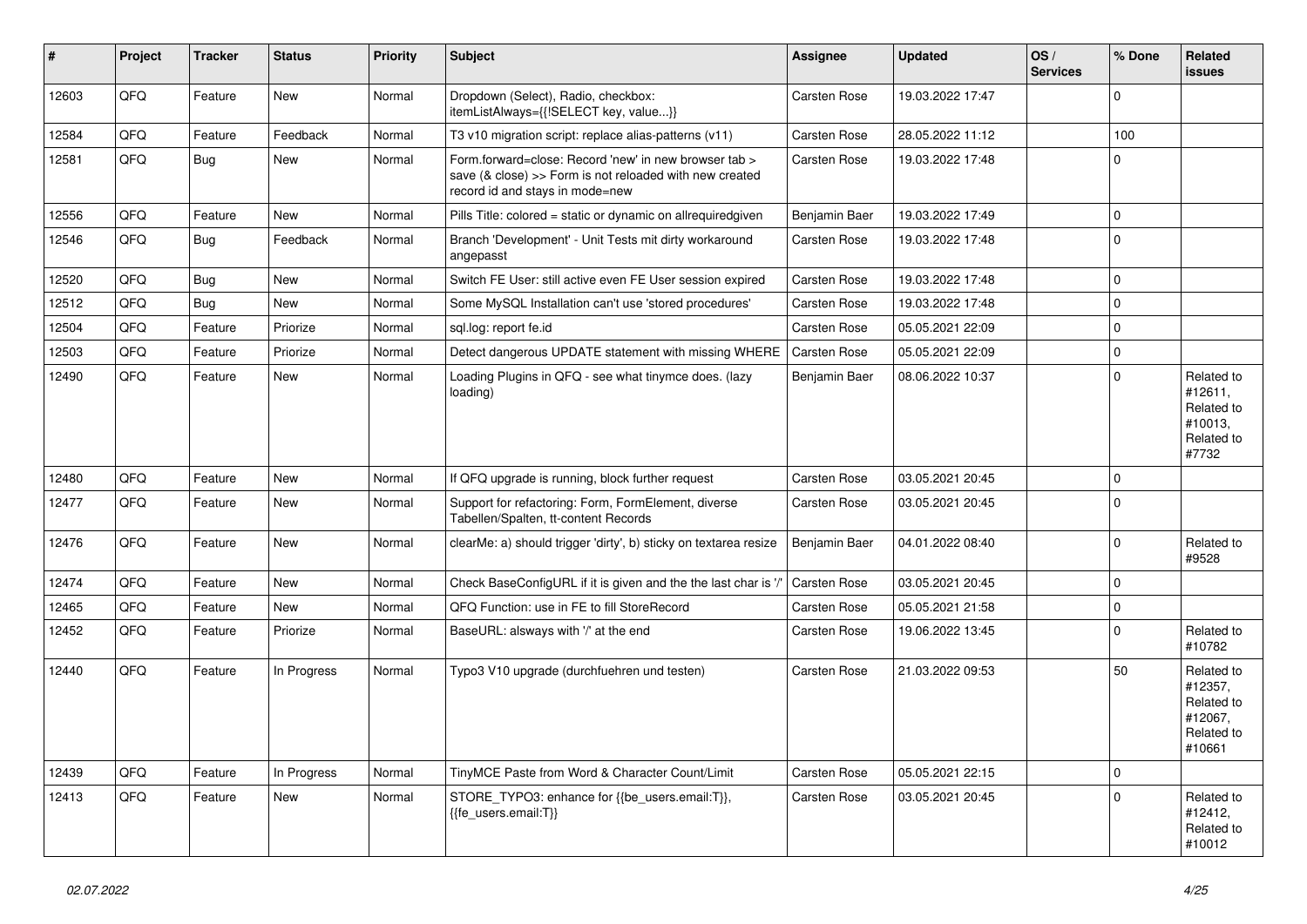| # | Project | Tracker | Status | Priority | Subject | Assignee | Updated | OS / Services | % Done | Related issues |
|---|---|---|---|---|---|---|---|---|---|---|
| 12603 | QFQ | Feature | New | Normal | Dropdown (Select), Radio, checkbox: itemListAlways={{!SELECT key, value...}} | Carsten Rose | 19.03.2022 17:47 | | 0 | |
| 12584 | QFQ | Feature | Feedback | Normal | T3 v10 migration script: replace alias-patterns (v11) | Carsten Rose | 28.05.2022 11:12 | | 100 | |
| 12581 | QFQ | Bug | New | Normal | Form.forward=close: Record 'new' in new browser tab > save (& close) >> Form is not reloaded with new created record id and stays in mode=new | Carsten Rose | 19.03.2022 17:48 | | 0 | |
| 12556 | QFQ | Feature | New | Normal | Pills Title: colored = static or dynamic on allrequiredgiven | Benjamin Baer | 19.03.2022 17:49 | | 0 | |
| 12546 | QFQ | Bug | Feedback | Normal | Branch 'Development' - Unit Tests mit dirty workaround angepasst | Carsten Rose | 19.03.2022 17:48 | | 0 | |
| 12520 | QFQ | Bug | New | Normal | Switch FE User: still active even FE User session expired | Carsten Rose | 19.03.2022 17:48 | | 0 | |
| 12512 | QFQ | Bug | New | Normal | Some MySQL Installation can't use 'stored procedures' | Carsten Rose | 19.03.2022 17:48 | | 0 | |
| 12504 | QFQ | Feature | Priorize | Normal | sql.log: report fe.id | Carsten Rose | 05.05.2021 22:09 | | 0 | |
| 12503 | QFQ | Feature | Priorize | Normal | Detect dangerous UPDATE statement with missing WHERE | Carsten Rose | 05.05.2021 22:09 | | 0 | |
| 12490 | QFQ | Feature | New | Normal | Loading Plugins in QFQ - see what tinymce does. (lazy loading) | Benjamin Baer | 08.06.2022 10:37 | | 0 | Related to #12611, Related to #10013, Related to #7732 |
| 12480 | QFQ | Feature | New | Normal | If QFQ upgrade is running, block further request | Carsten Rose | 03.05.2021 20:45 | | 0 | |
| 12477 | QFQ | Feature | New | Normal | Support for refactoring: Form, FormElement, diverse Tabellen/Spalten, tt-content Records | Carsten Rose | 03.05.2021 20:45 | | 0 | |
| 12476 | QFQ | Feature | New | Normal | clearMe: a) should trigger 'dirty', b) sticky on textarea resize | Benjamin Baer | 04.01.2022 08:40 | | 0 | Related to #9528 |
| 12474 | QFQ | Feature | New | Normal | Check BaseConfigURL if it is given and the the last char is '/' | Carsten Rose | 03.05.2021 20:45 | | 0 | |
| 12465 | QFQ | Feature | New | Normal | QFQ Function: use in FE to fill StoreRecord | Carsten Rose | 05.05.2021 21:58 | | 0 | |
| 12452 | QFQ | Feature | Priorize | Normal | BaseURL: alsways with '/' at the end | Carsten Rose | 19.06.2022 13:45 | | 0 | Related to #10782 |
| 12440 | QFQ | Feature | In Progress | Normal | Typo3 V10 upgrade (durchfuehren und testen) | Carsten Rose | 21.03.2022 09:53 | | 50 | Related to #12357, Related to #12067, Related to #10661 |
| 12439 | QFQ | Feature | In Progress | Normal | TinyMCE Paste from Word & Character Count/Limit | Carsten Rose | 05.05.2021 22:15 | | 0 | |
| 12413 | QFQ | Feature | New | Normal | STORE_TYPO3: enhance for {{be_users.email:T}}, {{fe_users.email:T}} | Carsten Rose | 03.05.2021 20:45 | | 0 | Related to #12412, Related to #10012 |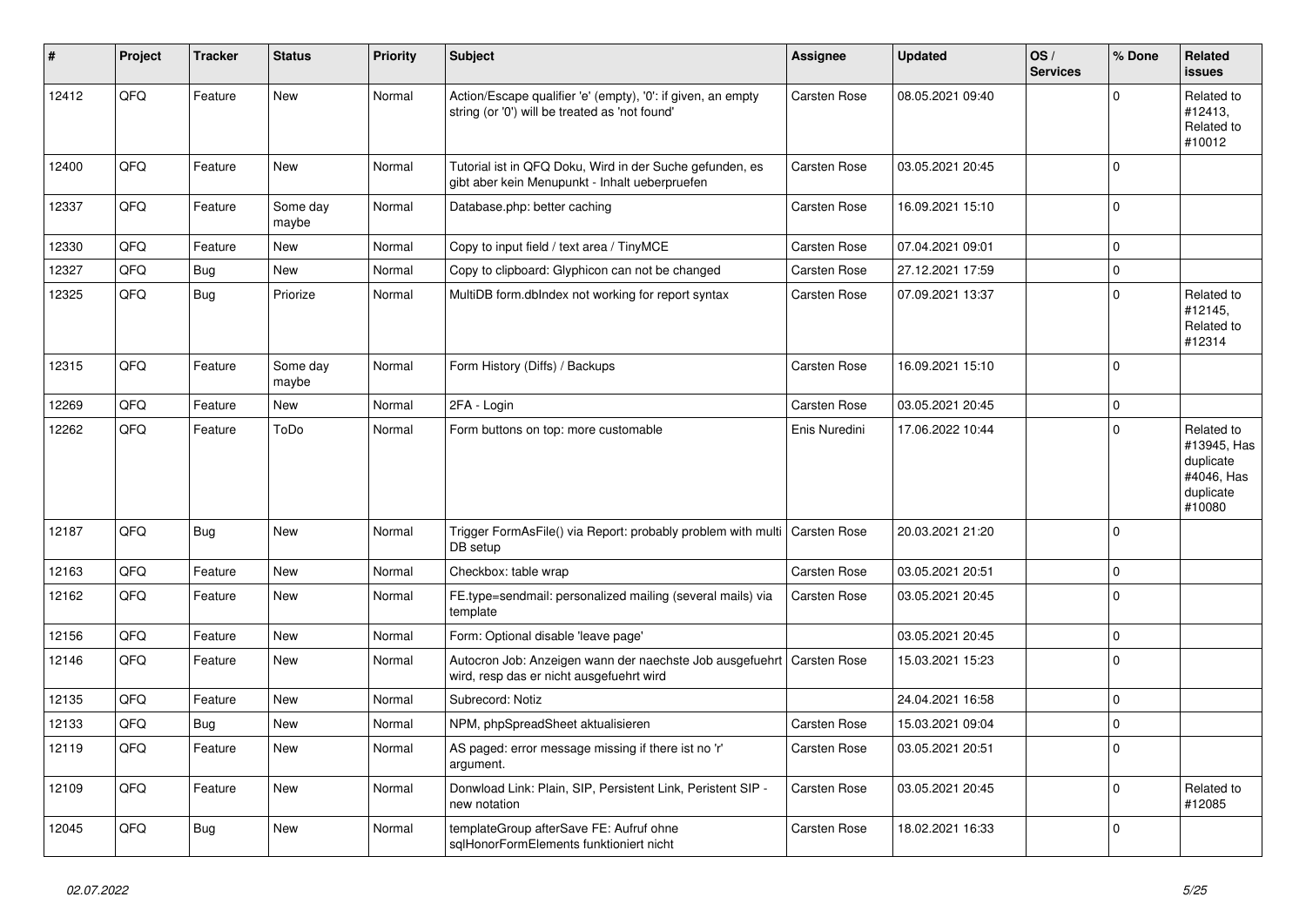| # | Project | Tracker | Status | Priority | Subject | Assignee | Updated | OS / Services | % Done | Related issues |
|---|---|---|---|---|---|---|---|---|---|---|
| 12412 | QFQ | Feature | New | Normal | Action/Escape qualifier 'e' (empty), '0': if given, an empty string (or '0') will be treated as 'not found' | Carsten Rose | 08.05.2021 09:40 | | 0 | Related to #12413, Related to #10012 |
| 12400 | QFQ | Feature | New | Normal | Tutorial ist in QFQ Doku, Wird in der Suche gefunden, es gibt aber kein Menupunkt - Inhalt ueberpruefen | Carsten Rose | 03.05.2021 20:45 | | 0 | |
| 12337 | QFQ | Feature | Some day maybe | Normal | Database.php: better caching | Carsten Rose | 16.09.2021 15:10 | | 0 | |
| 12330 | QFQ | Feature | New | Normal | Copy to input field / text area / TinyMCE | Carsten Rose | 07.04.2021 09:01 | | 0 | |
| 12327 | QFQ | Bug | New | Normal | Copy to clipboard: Glyphicon can not be changed | Carsten Rose | 27.12.2021 17:59 | | 0 | |
| 12325 | QFQ | Bug | Priorize | Normal | MultiDB form.dbIndex not working for report syntax | Carsten Rose | 07.09.2021 13:37 | | 0 | Related to #12145, Related to #12314 |
| 12315 | QFQ | Feature | Some day maybe | Normal | Form History (Diffs) / Backups | Carsten Rose | 16.09.2021 15:10 | | 0 | |
| 12269 | QFQ | Feature | New | Normal | 2FA - Login | Carsten Rose | 03.05.2021 20:45 | | 0 | |
| 12262 | QFQ | Feature | ToDo | Normal | Form buttons on top: more customable | Enis Nuredini | 17.06.2022 10:44 | | 0 | Related to #13945, Has duplicate #4046, Has duplicate #10080 |
| 12187 | QFQ | Bug | New | Normal | Trigger FormAsFile() via Report: probably problem with multi DB setup | Carsten Rose | 20.03.2021 21:20 | | 0 | |
| 12163 | QFQ | Feature | New | Normal | Checkbox: table wrap | Carsten Rose | 03.05.2021 20:51 | | 0 | |
| 12162 | QFQ | Feature | New | Normal | FE.type=sendmail: personalized mailing (several mails) via template | Carsten Rose | 03.05.2021 20:45 | | 0 | |
| 12156 | QFQ | Feature | New | Normal | Form: Optional disable 'leave page' | | 03.05.2021 20:45 | | 0 | |
| 12146 | QFQ | Feature | New | Normal | Autocron Job: Anzeigen wann der naechste Job ausgefuehrt wird, resp das er nicht ausgefuehrt wird | Carsten Rose | 15.03.2021 15:23 | | 0 | |
| 12135 | QFQ | Feature | New | Normal | Subrecord: Notiz | | 24.04.2021 16:58 | | 0 | |
| 12133 | QFQ | Bug | New | Normal | NPM, phpSpreadSheet aktualisieren | Carsten Rose | 15.03.2021 09:04 | | 0 | |
| 12119 | QFQ | Feature | New | Normal | AS paged: error message missing if there ist no 'r' argument. | Carsten Rose | 03.05.2021 20:51 | | 0 | |
| 12109 | QFQ | Feature | New | Normal | Donwload Link: Plain, SIP, Persistent Link, Peristent SIP - new notation | Carsten Rose | 03.05.2021 20:45 | | 0 | Related to #12085 |
| 12045 | QFQ | Bug | New | Normal | templateGroup afterSave FE: Aufruf ohne sqlHonorFormElements funktioniert nicht | Carsten Rose | 18.02.2021 16:33 | | 0 | |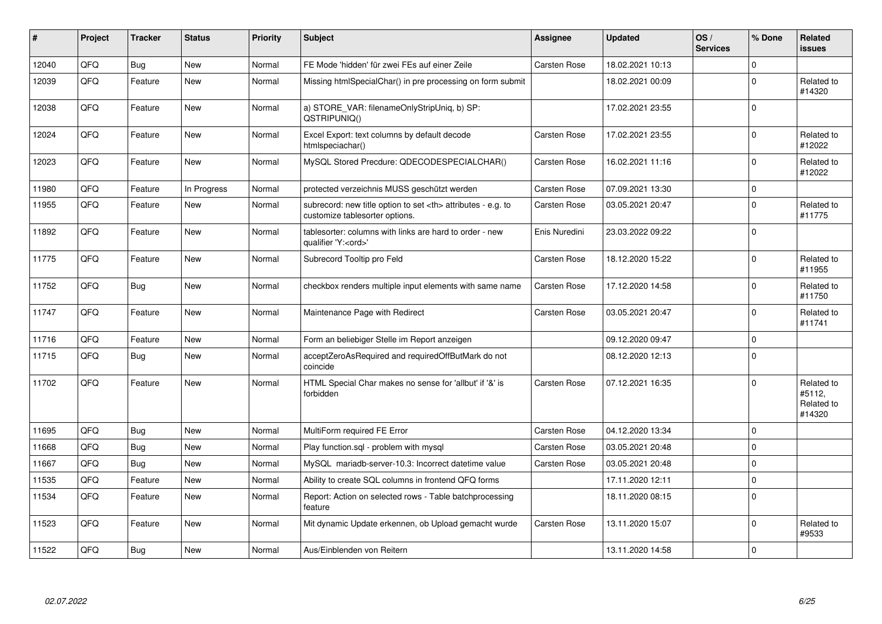| # | Project | Tracker | Status | Priority | Subject | Assignee | Updated | OS / Services | % Done | Related issues |
|---|---|---|---|---|---|---|---|---|---|---|
| 12040 | QFQ | Bug | New | Normal | FE Mode 'hidden' für zwei FEs auf einer Zeile | Carsten Rose | 18.02.2021 10:13 | | 0 | |
| 12039 | QFQ | Feature | New | Normal | Missing htmlSpecialChar() in pre processing on form submit | | 18.02.2021 00:09 | | 0 | Related to #14320 |
| 12038 | QFQ | Feature | New | Normal | a) STORE_VAR: filenameOnlyStripUniq, b) SP: QSTRIPUNIQ() | | 17.02.2021 23:55 | | 0 | |
| 12024 | QFQ | Feature | New | Normal | Excel Export: text columns by default decode htmlspeciachar() | Carsten Rose | 17.02.2021 23:55 | | 0 | Related to #12022 |
| 12023 | QFQ | Feature | New | Normal | MySQL Stored Precdure: QDECODESPECIALCHAR() | Carsten Rose | 16.02.2021 11:16 | | 0 | Related to #12022 |
| 11980 | QFQ | Feature | In Progress | Normal | protected verzeichnis MUSS geschützt werden | Carsten Rose | 07.09.2021 13:30 | | 0 | |
| 11955 | QFQ | Feature | New | Normal | subrecord: new title option to set <th> attributes - e.g. to customize tablesorter options. | Carsten Rose | 03.05.2021 20:47 | | 0 | Related to #11775 |
| 11892 | QFQ | Feature | New | Normal | tablesorter: columns with links are hard to order - new qualifier 'Y:<ord>' | Enis Nuredini | 23.03.2022 09:22 | | 0 | |
| 11775 | QFQ | Feature | New | Normal | Subrecord Tooltip pro Feld | Carsten Rose | 18.12.2020 15:22 | | 0 | Related to #11955 |
| 11752 | QFQ | Bug | New | Normal | checkbox renders multiple input elements with same name | Carsten Rose | 17.12.2020 14:58 | | 0 | Related to #11750 |
| 11747 | QFQ | Feature | New | Normal | Maintenance Page with Redirect | Carsten Rose | 03.05.2021 20:47 | | 0 | Related to #11741 |
| 11716 | QFQ | Feature | New | Normal | Form an beliebiger Stelle im Report anzeigen | | 09.12.2020 09:47 | | 0 | |
| 11715 | QFQ | Bug | New | Normal | acceptZeroAsRequired and requiredOffButMark do not coincide | | 08.12.2020 12:13 | | 0 | |
| 11702 | QFQ | Feature | New | Normal | HTML Special Char makes no sense for 'allbut' if '&' is forbidden | Carsten Rose | 07.12.2021 16:35 | | 0 | Related to #5112, Related to #14320 |
| 11695 | QFQ | Bug | New | Normal | MultiForm required FE Error | Carsten Rose | 04.12.2020 13:34 | | 0 | |
| 11668 | QFQ | Bug | New | Normal | Play function.sql - problem with mysql | Carsten Rose | 03.05.2021 20:48 | | 0 | |
| 11667 | QFQ | Bug | New | Normal | MySQL mariadb-server-10.3: Incorrect datetime value | Carsten Rose | 03.05.2021 20:48 | | 0 | |
| 11535 | QFQ | Feature | New | Normal | Ability to create SQL columns in frontend QFQ forms | | 17.11.2020 12:11 | | 0 | |
| 11534 | QFQ | Feature | New | Normal | Report: Action on selected rows - Table batchprocessing feature | | 18.11.2020 08:15 | | 0 | |
| 11523 | QFQ | Feature | New | Normal | Mit dynamic Update erkennen, ob Upload gemacht wurde | Carsten Rose | 13.11.2020 15:07 | | 0 | Related to #9533 |
| 11522 | QFQ | Bug | New | Normal | Aus/Einblenden von Reitern | | 13.11.2020 14:58 | | 0 | |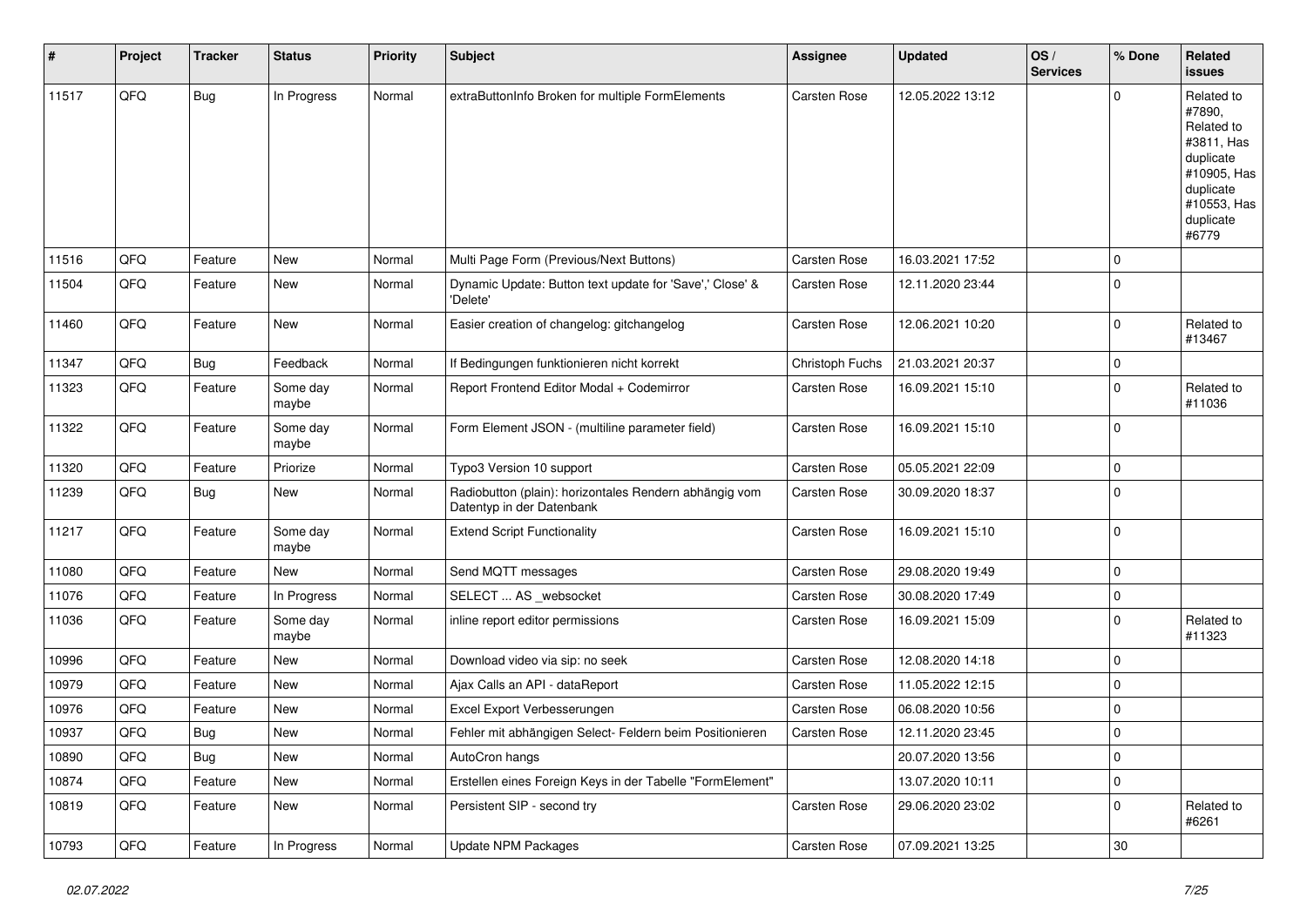| # | Project | Tracker | Status | Priority | Subject | Assignee | Updated | OS / Services | % Done | Related issues |
|---|---|---|---|---|---|---|---|---|---|---|
| 11517 | QFQ | Bug | In Progress | Normal | extraButtonInfo Broken for multiple FormElements | Carsten Rose | 12.05.2022 13:12 | | 0 | Related to #7890, Related to #3811, Has duplicate #10905, Has duplicate #10553, Has duplicate #6779 |
| 11516 | QFQ | Feature | New | Normal | Multi Page Form (Previous/Next Buttons) | Carsten Rose | 16.03.2021 17:52 | | 0 | |
| 11504 | QFQ | Feature | New | Normal | Dynamic Update: Button text update for 'Save',' Close' & 'Delete' | Carsten Rose | 12.11.2020 23:44 | | 0 | |
| 11460 | QFQ | Feature | New | Normal | Easier creation of changelog: gitchangelog | Carsten Rose | 12.06.2021 10:20 | | 0 | Related to #13467 |
| 11347 | QFQ | Bug | Feedback | Normal | If Bedingungen funktionieren nicht korrekt | Christoph Fuchs | 21.03.2021 20:37 | | 0 | |
| 11323 | QFQ | Feature | Some day maybe | Normal | Report Frontend Editor Modal + Codemirror | Carsten Rose | 16.09.2021 15:10 | | 0 | Related to #11036 |
| 11322 | QFQ | Feature | Some day maybe | Normal | Form Element JSON - (multiline parameter field) | Carsten Rose | 16.09.2021 15:10 | | 0 | |
| 11320 | QFQ | Feature | Priorize | Normal | Typo3 Version 10 support | Carsten Rose | 05.05.2021 22:09 | | 0 | |
| 11239 | QFQ | Bug | New | Normal | Radiobutton (plain): horizontales Rendern abhängig vom Datentyp in der Datenbank | Carsten Rose | 30.09.2020 18:37 | | 0 | |
| 11217 | QFQ | Feature | Some day maybe | Normal | Extend Script Functionality | Carsten Rose | 16.09.2021 15:10 | | 0 | |
| 11080 | QFQ | Feature | New | Normal | Send MQTT messages | Carsten Rose | 29.08.2020 19:49 | | 0 | |
| 11076 | QFQ | Feature | In Progress | Normal | SELECT ... AS _websocket | Carsten Rose | 30.08.2020 17:49 | | 0 | |
| 11036 | QFQ | Feature | Some day maybe | Normal | inline report editor permissions | Carsten Rose | 16.09.2021 15:09 | | 0 | Related to #11323 |
| 10996 | QFQ | Feature | New | Normal | Download video via sip: no seek | Carsten Rose | 12.08.2020 14:18 | | 0 | |
| 10979 | QFQ | Feature | New | Normal | Ajax Calls an API - dataReport | Carsten Rose | 11.05.2022 12:15 | | 0 | |
| 10976 | QFQ | Feature | New | Normal | Excel Export Verbesserungen | Carsten Rose | 06.08.2020 10:56 | | 0 | |
| 10937 | QFQ | Bug | New | Normal | Fehler mit abhängigen Select- Feldern beim Positionieren | Carsten Rose | 12.11.2020 23:45 | | 0 | |
| 10890 | QFQ | Bug | New | Normal | AutoCron hangs | | 20.07.2020 13:56 | | 0 | |
| 10874 | QFQ | Feature | New | Normal | Erstellen eines Foreign Keys in der Tabelle "FormElement" | | 13.07.2020 10:11 | | 0 | |
| 10819 | QFQ | Feature | New | Normal | Persistent SIP - second try | Carsten Rose | 29.06.2020 23:02 | | 0 | Related to #6261 |
| 10793 | QFQ | Feature | In Progress | Normal | Update NPM Packages | Carsten Rose | 07.09.2021 13:25 | | 30 | |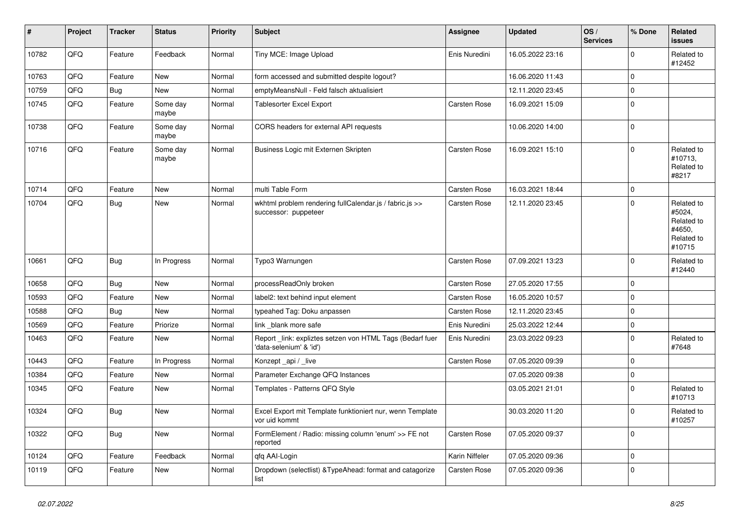| # | Project | Tracker | Status | Priority | Subject | Assignee | Updated | OS / Services | % Done | Related issues |
|---|---|---|---|---|---|---|---|---|---|---|
| 10782 | QFQ | Feature | Feedback | Normal | Tiny MCE: Image Upload | Enis Nuredini | 16.05.2022 23:16 | | 0 | Related to #12452 |
| 10763 | QFQ | Feature | New | Normal | form accessed and submitted despite logout? | | 16.06.2020 11:43 | | 0 | |
| 10759 | QFQ | Bug | New | Normal | emptyMeansNull - Feld falsch aktualisiert | | 12.11.2020 23:45 | | 0 | |
| 10745 | QFQ | Feature | Some day maybe | Normal | Tablesorter Excel Export | Carsten Rose | 16.09.2021 15:09 | | 0 | |
| 10738 | QFQ | Feature | Some day maybe | Normal | CORS headers for external API requests | | 10.06.2020 14:00 | | 0 | |
| 10716 | QFQ | Feature | Some day maybe | Normal | Business Logic mit Externen Skripten | Carsten Rose | 16.09.2021 15:10 | | 0 | Related to #10713, Related to #8217 |
| 10714 | QFQ | Feature | New | Normal | multi Table Form | Carsten Rose | 16.03.2021 18:44 | | 0 | |
| 10704 | QFQ | Bug | New | Normal | wkhtml problem rendering fullCalendar.js / fabric.js >> successor: puppeteer | Carsten Rose | 12.11.2020 23:45 | | 0 | Related to #5024, Related to #4650, Related to #10715 |
| 10661 | QFQ | Bug | In Progress | Normal | Typo3 Warnungen | Carsten Rose | 07.09.2021 13:23 | | 0 | Related to #12440 |
| 10658 | QFQ | Bug | New | Normal | processReadOnly broken | Carsten Rose | 27.05.2020 17:55 | | 0 | |
| 10593 | QFQ | Feature | New | Normal | label2: text behind input element | Carsten Rose | 16.05.2020 10:57 | | 0 | |
| 10588 | QFQ | Bug | New | Normal | typeahed Tag: Doku anpassen | Carsten Rose | 12.11.2020 23:45 | | 0 | |
| 10569 | QFQ | Feature | Priorize | Normal | link _blank more safe | Enis Nuredini | 25.03.2022 12:44 | | 0 | |
| 10463 | QFQ | Feature | New | Normal | Report _link: expliztes setzen von HTML Tags (Bedarf fuer 'data-selenium' & 'id') | Enis Nuredini | 23.03.2022 09:23 | | 0 | Related to #7648 |
| 10443 | QFQ | Feature | In Progress | Normal | Konzept _api / _live | Carsten Rose | 07.05.2020 09:39 | | 0 | |
| 10384 | QFQ | Feature | New | Normal | Parameter Exchange QFQ Instances | | 07.05.2020 09:38 | | 0 | |
| 10345 | QFQ | Feature | New | Normal | Templates - Patterns QFQ Style | | 03.05.2021 21:01 | | 0 | Related to #10713 |
| 10324 | QFQ | Bug | New | Normal | Excel Export mit Template funktioniert nur, wenn Template vor uid kommt | | 30.03.2020 11:20 | | 0 | Related to #10257 |
| 10322 | QFQ | Bug | New | Normal | FormElement / Radio: missing column 'enum' >> FE not reported | Carsten Rose | 07.05.2020 09:37 | | 0 | |
| 10124 | QFQ | Feature | Feedback | Normal | qfq AAI-Login | Karin Niffeler | 07.05.2020 09:36 | | 0 | |
| 10119 | QFQ | Feature | New | Normal | Dropdown (selectlist) &TypeAhead: format and catagorize list | Carsten Rose | 07.05.2020 09:36 | | 0 | |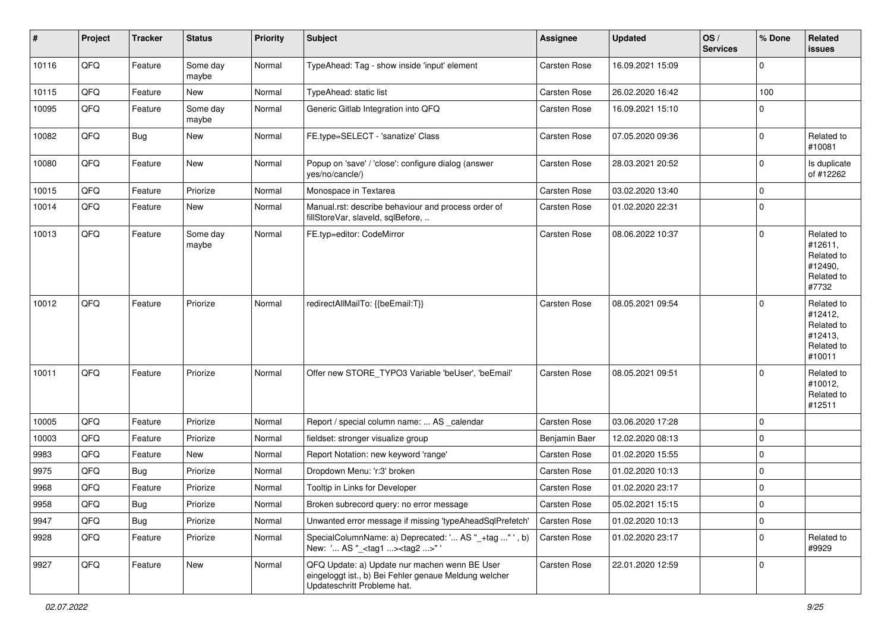| # | Project | Tracker | Status | Priority | Subject | Assignee | Updated | OS / Services | % Done | Related issues |
|---|---|---|---|---|---|---|---|---|---|---|
| 10116 | QFQ | Feature | Some day maybe | Normal | TypeAhead: Tag - show inside 'input' element | Carsten Rose | 16.09.2021 15:09 | | 0 | |
| 10115 | QFQ | Feature | New | Normal | TypeAhead: static list | Carsten Rose | 26.02.2020 16:42 | | 100 | |
| 10095 | QFQ | Feature | Some day maybe | Normal | Generic Gitlab Integration into QFQ | Carsten Rose | 16.09.2021 15:10 | | 0 | |
| 10082 | QFQ | Bug | New | Normal | FE.type=SELECT - 'sanatize' Class | Carsten Rose | 07.05.2020 09:36 | | 0 | Related to #10081 |
| 10080 | QFQ | Feature | New | Normal | Popup on 'save' / 'close': configure dialog (answer yes/no/cancle/) | Carsten Rose | 28.03.2021 20:52 | | 0 | Is duplicate of #12262 |
| 10015 | QFQ | Feature | Priorize | Normal | Monospace in Textarea | Carsten Rose | 03.02.2020 13:40 | | 0 | |
| 10014 | QFQ | Feature | New | Normal | Manual.rst: describe behaviour and process order of fillStoreVar, slaveId, sqlBefore, .. | Carsten Rose | 01.02.2020 22:31 | | 0 | |
| 10013 | QFQ | Feature | Some day maybe | Normal | FE.typ=editor: CodeMirror | Carsten Rose | 08.06.2022 10:37 | | 0 | Related to #12611, Related to #12490, Related to #7732 |
| 10012 | QFQ | Feature | Priorize | Normal | redirectAllMailTo: {{beEmail:T}} | Carsten Rose | 08.05.2021 09:54 | | 0 | Related to #12412, Related to #12413, Related to #10011 |
| 10011 | QFQ | Feature | Priorize | Normal | Offer new STORE_TYPO3 Variable 'beUser', 'beEmail' | Carsten Rose | 08.05.2021 09:51 | | 0 | Related to #10012, Related to #12511 |
| 10005 | QFQ | Feature | Priorize | Normal | Report / special column name: ... AS _calendar | Carsten Rose | 03.06.2020 17:28 | | 0 | |
| 10003 | QFQ | Feature | Priorize | Normal | fieldset: stronger visualize group | Benjamin Baer | 12.02.2020 08:13 | | 0 | |
| 9983 | QFQ | Feature | New | Normal | Report Notation: new keyword 'range' | Carsten Rose | 01.02.2020 15:55 | | 0 | |
| 9975 | QFQ | Bug | Priorize | Normal | Dropdown Menu: 'r:3' broken | Carsten Rose | 01.02.2020 10:13 | | 0 | |
| 9968 | QFQ | Feature | Priorize | Normal | Tooltip in Links for Developer | Carsten Rose | 01.02.2020 23:17 | | 0 | |
| 9958 | QFQ | Bug | Priorize | Normal | Broken subrecord query: no error message | Carsten Rose | 05.02.2021 15:15 | | 0 | |
| 9947 | QFQ | Bug | Priorize | Normal | Unwanted error message if missing 'typeAheadSqlPrefetch' | Carsten Rose | 01.02.2020 10:13 | | 0 | |
| 9928 | QFQ | Feature | Priorize | Normal | SpecialColumnName: a) Deprecated: '... AS "_+tag ..." ', b) New: '... AS "_<tag1 ...><tag2 ...>" ' | Carsten Rose | 01.02.2020 23:17 | | 0 | Related to #9929 |
| 9927 | QFQ | Feature | New | Normal | QFQ Update: a) Update nur machen wenn BE User eingeloggt ist., b) Bei Fehler genaue Meldung welcher Updateschritt Probleme hat. | Carsten Rose | 22.01.2020 12:59 | | 0 | |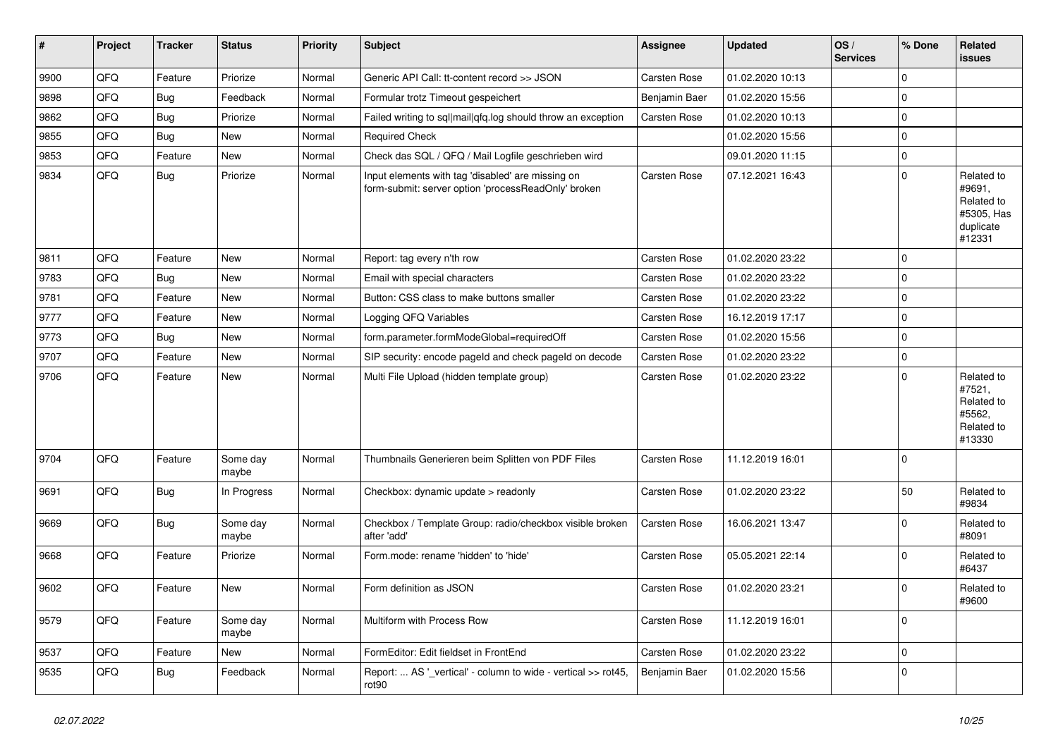| # | Project | Tracker | Status | Priority | Subject | Assignee | Updated | OS / Services | % Done | Related issues |
|---|---|---|---|---|---|---|---|---|---|---|
| 9900 | QFQ | Feature | Priorize | Normal | Generic API Call: tt-content record >> JSON | Carsten Rose | 01.02.2020 10:13 | | 0 | |
| 9898 | QFQ | Bug | Feedback | Normal | Formular trotz Timeout gespeichert | Benjamin Baer | 01.02.2020 15:56 | | 0 | |
| 9862 | QFQ | Bug | Priorize | Normal | Failed writing to sql\|mail\|qfq.log should throw an exception | Carsten Rose | 01.02.2020 10:13 | | 0 | |
| 9855 | QFQ | Bug | New | Normal | Required Check | | 01.02.2020 15:56 | | 0 | |
| 9853 | QFQ | Feature | New | Normal | Check das SQL / QFQ / Mail Logfile geschrieben wird | | 09.01.2020 11:15 | | 0 | |
| 9834 | QFQ | Bug | Priorize | Normal | Input elements with tag 'disabled' are missing on form-submit: server option 'processReadOnly' broken | Carsten Rose | 07.12.2021 16:43 | | 0 | Related to #9691, Related to #5305, Has duplicate #12331 |
| 9811 | QFQ | Feature | New | Normal | Report: tag every n'th row | Carsten Rose | 01.02.2020 23:22 | | 0 | |
| 9783 | QFQ | Bug | New | Normal | Email with special characters | Carsten Rose | 01.02.2020 23:22 | | 0 | |
| 9781 | QFQ | Feature | New | Normal | Button: CSS class to make buttons smaller | Carsten Rose | 01.02.2020 23:22 | | 0 | |
| 9777 | QFQ | Feature | New | Normal | Logging QFQ Variables | Carsten Rose | 16.12.2019 17:17 | | 0 | |
| 9773 | QFQ | Bug | New | Normal | form.parameter.formModeGlobal=requiredOff | Carsten Rose | 01.02.2020 15:56 | | 0 | |
| 9707 | QFQ | Feature | New | Normal | SIP security: encode pageId and check pageId on decode | Carsten Rose | 01.02.2020 23:22 | | 0 | |
| 9706 | QFQ | Feature | New | Normal | Multi File Upload (hidden template group) | Carsten Rose | 01.02.2020 23:22 | | 0 | Related to #7521, Related to #5562, Related to #13330 |
| 9704 | QFQ | Feature | Some day maybe | Normal | Thumbnails Generieren beim Splitten von PDF Files | Carsten Rose | 11.12.2019 16:01 | | 0 | |
| 9691 | QFQ | Bug | In Progress | Normal | Checkbox: dynamic update > readonly | Carsten Rose | 01.02.2020 23:22 | | 50 | Related to #9834 |
| 9669 | QFQ | Bug | Some day maybe | Normal | Checkbox / Template Group: radio/checkbox visible broken after 'add' | Carsten Rose | 16.06.2021 13:47 | | 0 | Related to #8091 |
| 9668 | QFQ | Feature | Priorize | Normal | Form.mode: rename 'hidden' to 'hide' | Carsten Rose | 05.05.2021 22:14 | | 0 | Related to #6437 |
| 9602 | QFQ | Feature | New | Normal | Form definition as JSON | Carsten Rose | 01.02.2020 23:21 | | 0 | Related to #9600 |
| 9579 | QFQ | Feature | Some day maybe | Normal | Multiform with Process Row | Carsten Rose | 11.12.2019 16:01 | | 0 | |
| 9537 | QFQ | Feature | New | Normal | FormEditor: Edit fieldset in FrontEnd | Carsten Rose | 01.02.2020 23:22 | | 0 | |
| 9535 | QFQ | Bug | Feedback | Normal | Report: ... AS '_vertical' - column to wide - vertical >> rot45, rot90 | Benjamin Baer | 01.02.2020 15:56 | | 0 | |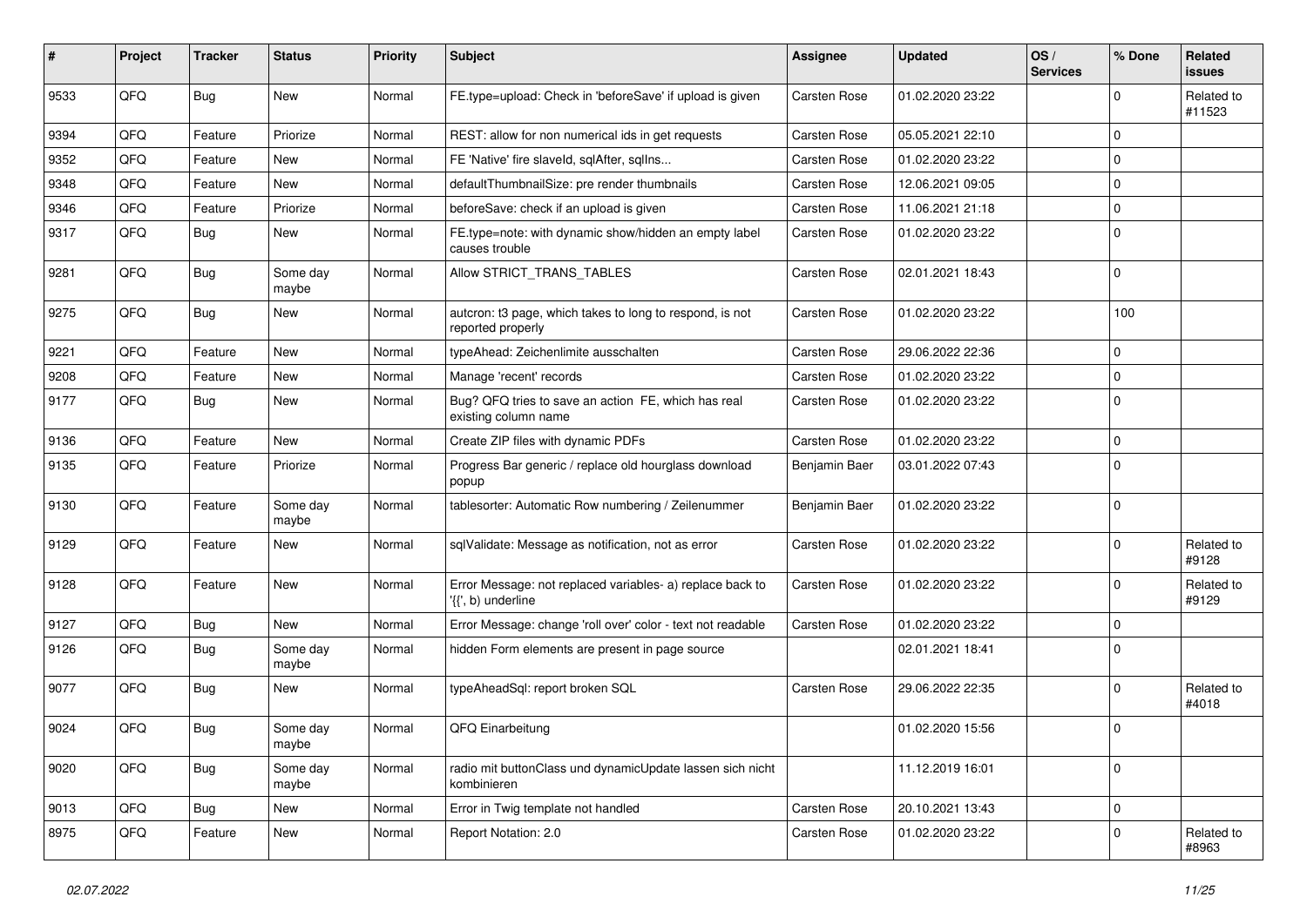| # | Project | Tracker | Status | Priority | Subject | Assignee | Updated | OS / Services | % Done | Related issues |
|---|---|---|---|---|---|---|---|---|---|---|
| 9533 | QFQ | Bug | New | Normal | FE.type=upload: Check in 'beforeSave' if upload is given | Carsten Rose | 01.02.2020 23:22 | | 0 | Related to #11523 |
| 9394 | QFQ | Feature | Priorize | Normal | REST: allow for non numerical ids in get requests | Carsten Rose | 05.05.2021 22:10 | | 0 | |
| 9352 | QFQ | Feature | New | Normal | FE 'Native' fire slaveId, sqlAfter, sqlIns... | Carsten Rose | 01.02.2020 23:22 | | 0 | |
| 9348 | QFQ | Feature | New | Normal | defaultThumbnailSize: pre render thumbnails | Carsten Rose | 12.06.2021 09:05 | | 0 | |
| 9346 | QFQ | Feature | Priorize | Normal | beforeSave: check if an upload is given | Carsten Rose | 11.06.2021 21:18 | | 0 | |
| 9317 | QFQ | Bug | New | Normal | FE.type=note: with dynamic show/hidden an empty label causes trouble | Carsten Rose | 01.02.2020 23:22 | | 0 | |
| 9281 | QFQ | Bug | Some day maybe | Normal | Allow STRICT_TRANS_TABLES | Carsten Rose | 02.01.2021 18:43 | | 0 | |
| 9275 | QFQ | Bug | New | Normal | autcron: t3 page, which takes to long to respond, is not reported properly | Carsten Rose | 01.02.2020 23:22 | | 100 | |
| 9221 | QFQ | Feature | New | Normal | typeAhead: Zeichenlimite ausschalten | Carsten Rose | 29.06.2022 22:36 | | 0 | |
| 9208 | QFQ | Feature | New | Normal | Manage 'recent' records | Carsten Rose | 01.02.2020 23:22 | | 0 | |
| 9177 | QFQ | Bug | New | Normal | Bug? QFQ tries to save an action FE, which has real existing column name | Carsten Rose | 01.02.2020 23:22 | | 0 | |
| 9136 | QFQ | Feature | New | Normal | Create ZIP files with dynamic PDFs | Carsten Rose | 01.02.2020 23:22 | | 0 | |
| 9135 | QFQ | Feature | Priorize | Normal | Progress Bar generic / replace old hourglass download popup | Benjamin Baer | 03.01.2022 07:43 | | 0 | |
| 9130 | QFQ | Feature | Some day maybe | Normal | tablesorter: Automatic Row numbering / Zeilenummer | Benjamin Baer | 01.02.2020 23:22 | | 0 | |
| 9129 | QFQ | Feature | New | Normal | sqlValidate: Message as notification, not as error | Carsten Rose | 01.02.2020 23:22 | | 0 | Related to #9128 |
| 9128 | QFQ | Feature | New | Normal | Error Message: not replaced variables- a) replace back to '{{', b) underline | Carsten Rose | 01.02.2020 23:22 | | 0 | Related to #9129 |
| 9127 | QFQ | Bug | New | Normal | Error Message: change 'roll over' color - text not readable | Carsten Rose | 01.02.2020 23:22 | | 0 | |
| 9126 | QFQ | Bug | Some day maybe | Normal | hidden Form elements are present in page source | | 02.01.2021 18:41 | | 0 | |
| 9077 | QFQ | Bug | New | Normal | typeAheadSql: report broken SQL | Carsten Rose | 29.06.2022 22:35 | | 0 | Related to #4018 |
| 9024 | QFQ | Bug | Some day maybe | Normal | QFQ Einarbeitung | | 01.02.2020 15:56 | | 0 | |
| 9020 | QFQ | Bug | Some day maybe | Normal | radio mit buttonClass und dynamicUpdate lassen sich nicht kombinieren | | 11.12.2019 16:01 | | 0 | |
| 9013 | QFQ | Bug | New | Normal | Error in Twig template not handled | Carsten Rose | 20.10.2021 13:43 | | 0 | |
| 8975 | QFQ | Feature | New | Normal | Report Notation: 2.0 | Carsten Rose | 01.02.2020 23:22 | | 0 | Related to #8963 |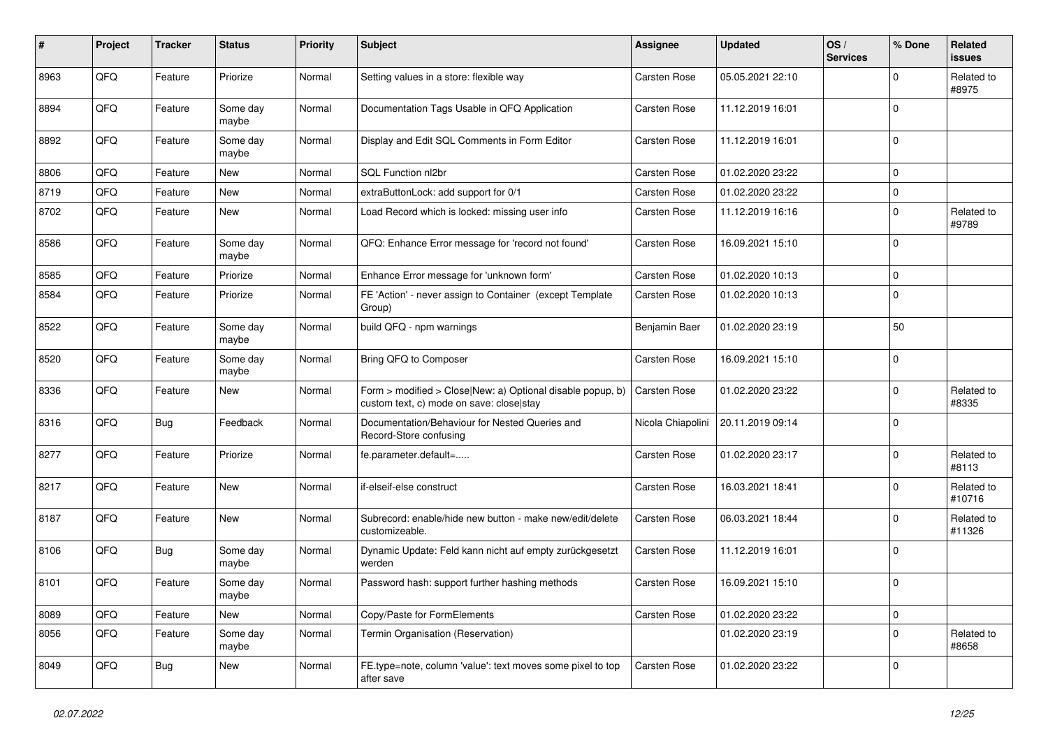| # | Project | Tracker | Status | Priority | Subject | Assignee | Updated | OS / Services | % Done | Related issues |
|---|---|---|---|---|---|---|---|---|---|---|
| 8963 | QFQ | Feature | Priorize | Normal | Setting values in a store: flexible way | Carsten Rose | 05.05.2021 22:10 | | 0 | Related to #8975 |
| 8894 | QFQ | Feature | Some day maybe | Normal | Documentation Tags Usable in QFQ Application | Carsten Rose | 11.12.2019 16:01 | | 0 | |
| 8892 | QFQ | Feature | Some day maybe | Normal | Display and Edit SQL Comments in Form Editor | Carsten Rose | 11.12.2019 16:01 | | 0 | |
| 8806 | QFQ | Feature | New | Normal | SQL Function nl2br | Carsten Rose | 01.02.2020 23:22 | | 0 | |
| 8719 | QFQ | Feature | New | Normal | extraButtonLock: add support for 0/1 | Carsten Rose | 01.02.2020 23:22 | | 0 | |
| 8702 | QFQ | Feature | New | Normal | Load Record which is locked: missing user info | Carsten Rose | 11.12.2019 16:16 | | 0 | Related to #9789 |
| 8586 | QFQ | Feature | Some day maybe | Normal | QFQ: Enhance Error message for 'record not found' | Carsten Rose | 16.09.2021 15:10 | | 0 | |
| 8585 | QFQ | Feature | Priorize | Normal | Enhance Error message for 'unknown form' | Carsten Rose | 01.02.2020 10:13 | | 0 | |
| 8584 | QFQ | Feature | Priorize | Normal | FE 'Action' - never assign to Container (except Template Group) | Carsten Rose | 01.02.2020 10:13 | | 0 | |
| 8522 | QFQ | Feature | Some day maybe | Normal | build QFQ - npm warnings | Benjamin Baer | 01.02.2020 23:19 | | 50 | |
| 8520 | QFQ | Feature | Some day maybe | Normal | Bring QFQ to Composer | Carsten Rose | 16.09.2021 15:10 | | 0 | |
| 8336 | QFQ | Feature | New | Normal | Form > modified > Close\|New: a) Optional disable popup, b) custom text, c) mode on save: close\|stay | Carsten Rose | 01.02.2020 23:22 | | 0 | Related to #8335 |
| 8316 | QFQ | Bug | Feedback | Normal | Documentation/Behaviour for Nested Queries and Record-Store confusing | Nicola Chiapolini | 20.11.2019 09:14 | | 0 | |
| 8277 | QFQ | Feature | Priorize | Normal | fe.parameter.default=..... | Carsten Rose | 01.02.2020 23:17 | | 0 | Related to #8113 |
| 8217 | QFQ | Feature | New | Normal | if-elseif-else construct | Carsten Rose | 16.03.2021 18:41 | | 0 | Related to #10716 |
| 8187 | QFQ | Feature | New | Normal | Subrecord: enable/hide new button - make new/edit/delete customizeable. | Carsten Rose | 06.03.2021 18:44 | | 0 | Related to #11326 |
| 8106 | QFQ | Bug | Some day maybe | Normal | Dynamic Update: Feld kann nicht auf empty zurückgesetzt werden | Carsten Rose | 11.12.2019 16:01 | | 0 | |
| 8101 | QFQ | Feature | Some day maybe | Normal | Password hash: support further hashing methods | Carsten Rose | 16.09.2021 15:10 | | 0 | |
| 8089 | QFQ | Feature | New | Normal | Copy/Paste for FormElements | Carsten Rose | 01.02.2020 23:22 | | 0 | |
| 8056 | QFQ | Feature | Some day maybe | Normal | Termin Organisation (Reservation) | | 01.02.2020 23:19 | | 0 | Related to #8658 |
| 8049 | QFQ | Bug | New | Normal | FE.type=note, column 'value': text moves some pixel to top after save | Carsten Rose | 01.02.2020 23:22 | | 0 | |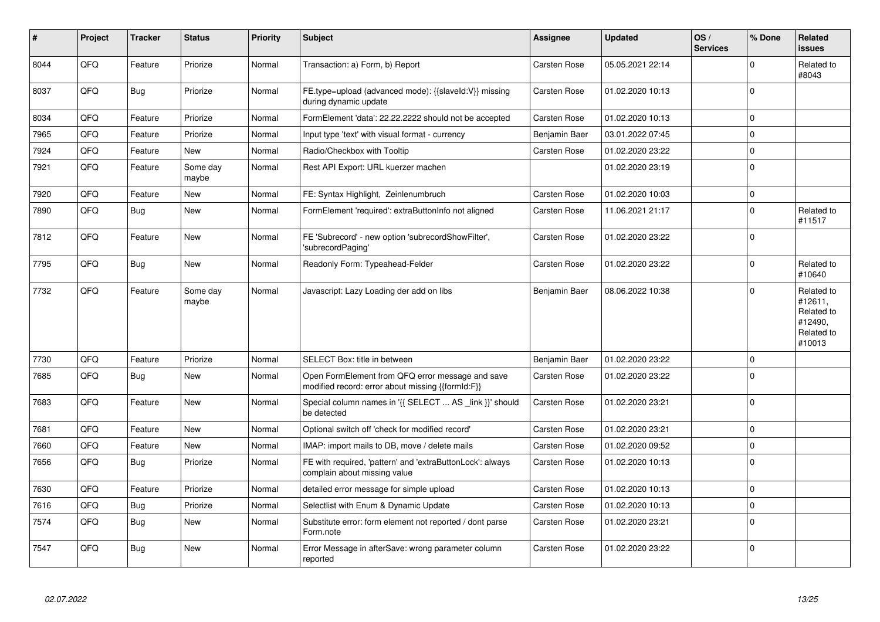| # | Project | Tracker | Status | Priority | Subject | Assignee | Updated | OS / Services | % Done | Related issues |
|---|---|---|---|---|---|---|---|---|---|---|
| 8044 | QFQ | Feature | Priorize | Normal | Transaction: a) Form, b) Report | Carsten Rose | 05.05.2021 22:14 | | 0 | Related to #8043 |
| 8037 | QFQ | Bug | Priorize | Normal | FE.type=upload (advanced mode): {{slaveId:V}} missing during dynamic update | Carsten Rose | 01.02.2020 10:13 | | 0 | |
| 8034 | QFQ | Feature | Priorize | Normal | FormElement 'data': 22.22.2222 should not be accepted | Carsten Rose | 01.02.2020 10:13 | | 0 | |
| 7965 | QFQ | Feature | Priorize | Normal | Input type 'text' with visual format - currency | Benjamin Baer | 03.01.2022 07:45 | | 0 | |
| 7924 | QFQ | Feature | New | Normal | Radio/Checkbox with Tooltip | Carsten Rose | 01.02.2020 23:22 | | 0 | |
| 7921 | QFQ | Feature | Some day maybe | Normal | Rest API Export: URL kuerzer machen | | 01.02.2020 23:19 | | 0 | |
| 7920 | QFQ | Feature | New | Normal | FE: Syntax Highlight, Zeinlenumbruch | Carsten Rose | 01.02.2020 10:03 | | 0 | |
| 7890 | QFQ | Bug | New | Normal | FormElement 'required': extraButtonInfo not aligned | Carsten Rose | 11.06.2021 21:17 | | 0 | Related to #11517 |
| 7812 | QFQ | Feature | New | Normal | FE 'Subrecord' - new option 'subrecordShowFilter', 'subrecordPaging' | Carsten Rose | 01.02.2020 23:22 | | 0 | |
| 7795 | QFQ | Bug | New | Normal | Readonly Form: Typeahead-Felder | Carsten Rose | 01.02.2020 23:22 | | 0 | Related to #10640 |
| 7732 | QFQ | Feature | Some day maybe | Normal | Javascript: Lazy Loading der add on libs | Benjamin Baer | 08.06.2022 10:38 | | 0 | Related to #12611, Related to #12490, Related to #10013 |
| 7730 | QFQ | Feature | Priorize | Normal | SELECT Box: title in between | Benjamin Baer | 01.02.2020 23:22 | | 0 | |
| 7685 | QFQ | Bug | New | Normal | Open FormElement from QFQ error message and save modified record: error about missing {{formId:F}} | Carsten Rose | 01.02.2020 23:22 | | 0 | |
| 7683 | QFQ | Feature | New | Normal | Special column names in '{{ SELECT ... AS _link }}' should be detected | Carsten Rose | 01.02.2020 23:21 | | 0 | |
| 7681 | QFQ | Feature | New | Normal | Optional switch off 'check for modified record' | Carsten Rose | 01.02.2020 23:21 | | 0 | |
| 7660 | QFQ | Feature | New | Normal | IMAP: import mails to DB, move / delete mails | Carsten Rose | 01.02.2020 09:52 | | 0 | |
| 7656 | QFQ | Bug | Priorize | Normal | FE with required, 'pattern' and 'extraButtonLock': always complain about missing value | Carsten Rose | 01.02.2020 10:13 | | 0 | |
| 7630 | QFQ | Feature | Priorize | Normal | detailed error message for simple upload | Carsten Rose | 01.02.2020 10:13 | | 0 | |
| 7616 | QFQ | Bug | Priorize | Normal | Selectlist with Enum & Dynamic Update | Carsten Rose | 01.02.2020 10:13 | | 0 | |
| 7574 | QFQ | Bug | New | Normal | Substitute error: form element not reported / dont parse Form.note | Carsten Rose | 01.02.2020 23:21 | | 0 | |
| 7547 | QFQ | Bug | New | Normal | Error Message in afterSave: wrong parameter column reported | Carsten Rose | 01.02.2020 23:22 | | 0 | |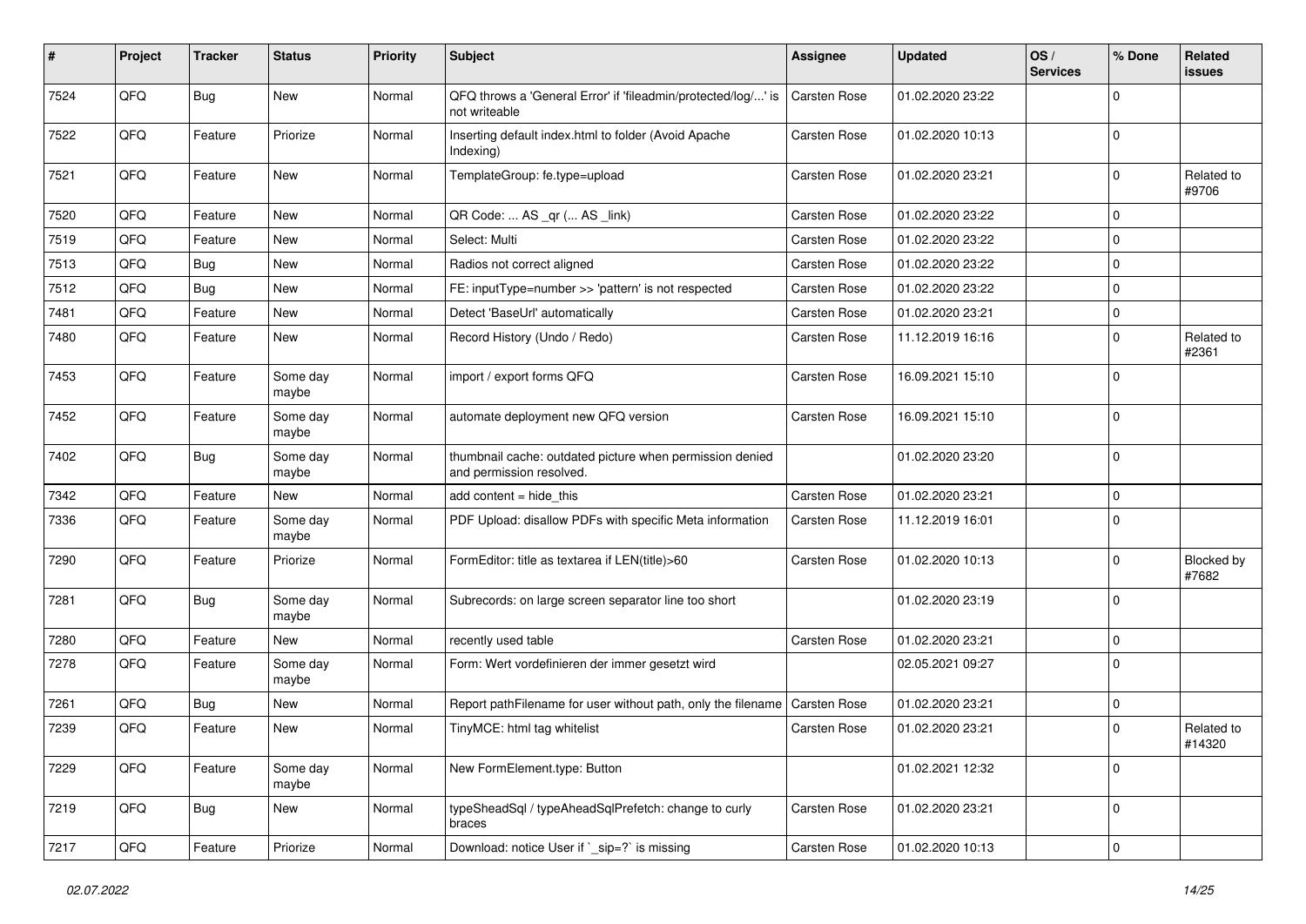| # | Project | Tracker | Status | Priority | Subject | Assignee | Updated | OS / Services | % Done | Related issues |
|---|---|---|---|---|---|---|---|---|---|---|
| 7524 | QFQ | Bug | New | Normal | QFQ throws a 'General Error' if 'fileadmin/protected/log/...' is not writeable | Carsten Rose | 01.02.2020 23:22 | | 0 | |
| 7522 | QFQ | Feature | Priorize | Normal | Inserting default index.html to folder (Avoid Apache Indexing) | Carsten Rose | 01.02.2020 10:13 | | 0 | |
| 7521 | QFQ | Feature | New | Normal | TemplateGroup: fe.type=upload | Carsten Rose | 01.02.2020 23:21 | | 0 | Related to #9706 |
| 7520 | QFQ | Feature | New | Normal | QR Code: ... AS _qr ( ... AS _link) | Carsten Rose | 01.02.2020 23:22 | | 0 | |
| 7519 | QFQ | Feature | New | Normal | Select: Multi | Carsten Rose | 01.02.2020 23:22 | | 0 | |
| 7513 | QFQ | Bug | New | Normal | Radios not correct aligned | Carsten Rose | 01.02.2020 23:22 | | 0 | |
| 7512 | QFQ | Bug | New | Normal | FE: inputType=number >> 'pattern' is not respected | Carsten Rose | 01.02.2020 23:22 | | 0 | |
| 7481 | QFQ | Feature | New | Normal | Detect 'BaseUrl' automatically | Carsten Rose | 01.02.2020 23:21 | | 0 | |
| 7480 | QFQ | Feature | New | Normal | Record History (Undo / Redo) | Carsten Rose | 11.12.2019 16:16 | | 0 | Related to #2361 |
| 7453 | QFQ | Feature | Some day maybe | Normal | import / export forms QFQ | Carsten Rose | 16.09.2021 15:10 | | 0 | |
| 7452 | QFQ | Feature | Some day maybe | Normal | automate deployment new QFQ version | Carsten Rose | 16.09.2021 15:10 | | 0 | |
| 7402 | QFQ | Bug | Some day maybe | Normal | thumbnail cache: outdated picture when permission denied and permission resolved. | | 01.02.2020 23:20 | | 0 | |
| 7342 | QFQ | Feature | New | Normal | add content = hide_this | Carsten Rose | 01.02.2020 23:21 | | 0 | |
| 7336 | QFQ | Feature | Some day maybe | Normal | PDF Upload: disallow PDFs with specific Meta information | Carsten Rose | 11.12.2019 16:01 | | 0 | |
| 7290 | QFQ | Feature | Priorize | Normal | FormEditor: title as textarea if LEN(title)>60 | Carsten Rose | 01.02.2020 10:13 | | 0 | Blocked by #7682 |
| 7281 | QFQ | Bug | Some day maybe | Normal | Subrecords: on large screen separator line too short | | 01.02.2020 23:19 | | 0 | |
| 7280 | QFQ | Feature | New | Normal | recently used table | Carsten Rose | 01.02.2020 23:21 | | 0 | |
| 7278 | QFQ | Feature | Some day maybe | Normal | Form: Wert vordefinieren der immer gesetzt wird | | 02.05.2021 09:27 | | 0 | |
| 7261 | QFQ | Bug | New | Normal | Report pathFilename for user without path, only the filename | Carsten Rose | 01.02.2020 23:21 | | 0 | |
| 7239 | QFQ | Feature | New | Normal | TinyMCE: html tag whitelist | Carsten Rose | 01.02.2020 23:21 | | 0 | Related to #14320 |
| 7229 | QFQ | Feature | Some day maybe | Normal | New FormElement.type: Button | | 01.02.2021 12:32 | | 0 | |
| 7219 | QFQ | Bug | New | Normal | typeSheadSql / typeAheadSqlPrefetch: change to curly braces | Carsten Rose | 01.02.2020 23:21 | | 0 | |
| 7217 | QFQ | Feature | Priorize | Normal | Download: notice User if `_sip=?` is missing | Carsten Rose | 01.02.2020 10:13 | | 0 | |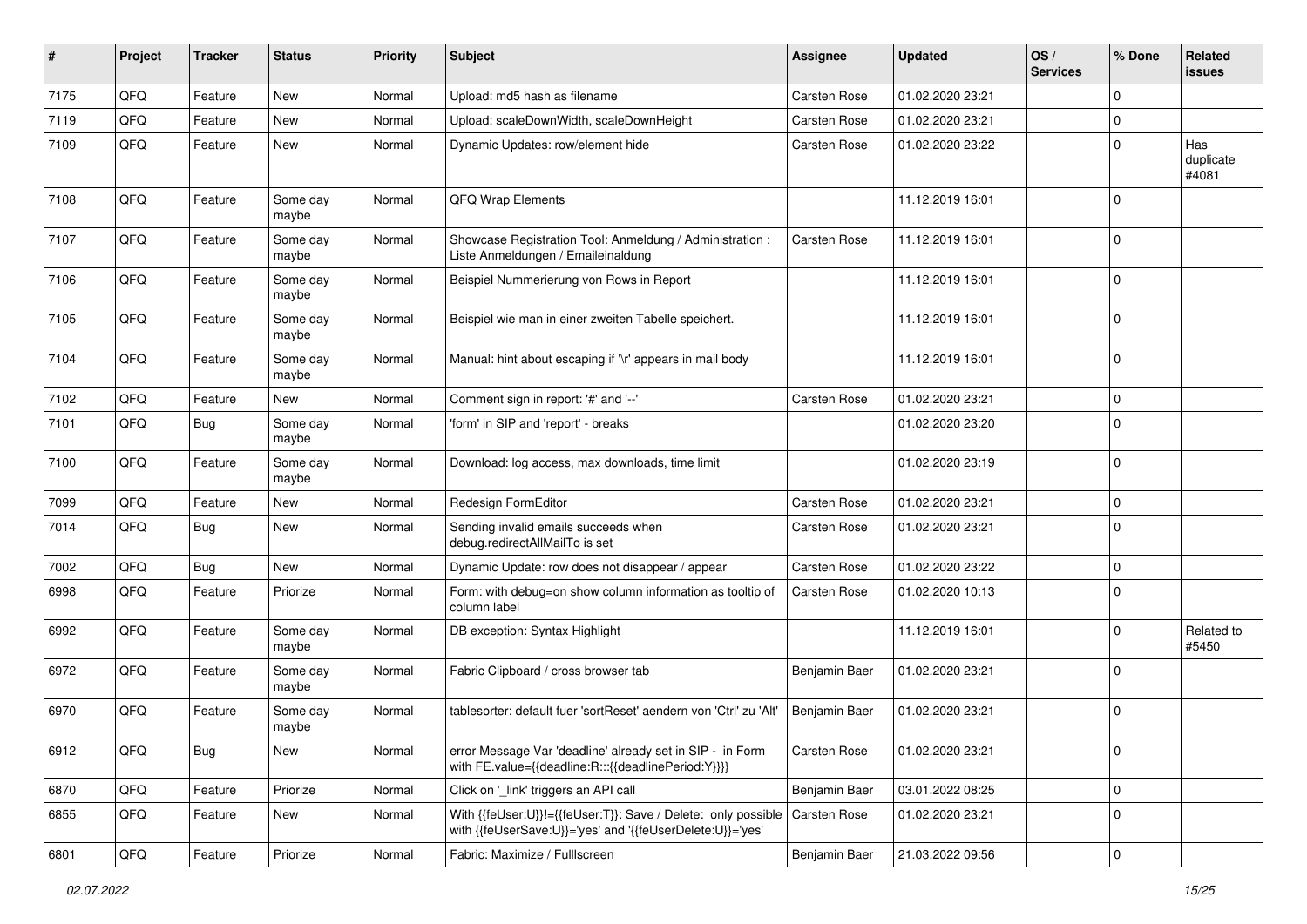| # | Project | Tracker | Status | Priority | Subject | Assignee | Updated | OS / Services | % Done | Related issues |
|---|---|---|---|---|---|---|---|---|---|---|
| 7175 | QFQ | Feature | New | Normal | Upload: md5 hash as filename | Carsten Rose | 01.02.2020 23:21 | | 0 | |
| 7119 | QFQ | Feature | New | Normal | Upload: scaleDownWidth, scaleDownHeight | Carsten Rose | 01.02.2020 23:21 | | 0 | |
| 7109 | QFQ | Feature | New | Normal | Dynamic Updates: row/element hide | Carsten Rose | 01.02.2020 23:22 | | 0 | Has duplicate #4081 |
| 7108 | QFQ | Feature | Some day maybe | Normal | QFQ Wrap Elements | | 11.12.2019 16:01 | | 0 | |
| 7107 | QFQ | Feature | Some day maybe | Normal | Showcase Registration Tool: Anmeldung / Administration : Liste Anmeldungen / Emaileinaldung | Carsten Rose | 11.12.2019 16:01 | | 0 | |
| 7106 | QFQ | Feature | Some day maybe | Normal | Beispiel Nummerierung von Rows in Report | | 11.12.2019 16:01 | | 0 | |
| 7105 | QFQ | Feature | Some day maybe | Normal | Beispiel wie man in einer zweiten Tabelle speichert. | | 11.12.2019 16:01 | | 0 | |
| 7104 | QFQ | Feature | Some day maybe | Normal | Manual: hint about escaping if '\r' appears in mail body | | 11.12.2019 16:01 | | 0 | |
| 7102 | QFQ | Feature | New | Normal | Comment sign in report: '#' and '--' | Carsten Rose | 01.02.2020 23:21 | | 0 | |
| 7101 | QFQ | Bug | Some day maybe | Normal | 'form' in SIP and 'report' - breaks | | 01.02.2020 23:20 | | 0 | |
| 7100 | QFQ | Feature | Some day maybe | Normal | Download: log access, max downloads, time limit | | 01.02.2020 23:19 | | 0 | |
| 7099 | QFQ | Feature | New | Normal | Redesign FormEditor | Carsten Rose | 01.02.2020 23:21 | | 0 | |
| 7014 | QFQ | Bug | New | Normal | Sending invalid emails succeeds when debug.redirectAllMailTo is set | Carsten Rose | 01.02.2020 23:21 | | 0 | |
| 7002 | QFQ | Bug | New | Normal | Dynamic Update: row does not disappear / appear | Carsten Rose | 01.02.2020 23:22 | | 0 | |
| 6998 | QFQ | Feature | Priorize | Normal | Form: with debug=on show column information as tooltip of column label | Carsten Rose | 01.02.2020 10:13 | | 0 | |
| 6992 | QFQ | Feature | Some day maybe | Normal | DB exception: Syntax Highlight | | 11.12.2019 16:01 | | 0 | Related to #5450 |
| 6972 | QFQ | Feature | Some day maybe | Normal | Fabric Clipboard / cross browser tab | Benjamin Baer | 01.02.2020 23:21 | | 0 | |
| 6970 | QFQ | Feature | Some day maybe | Normal | tablesorter: default fuer 'sortReset' aendern von 'Ctrl' zu 'Alt' | Benjamin Baer | 01.02.2020 23:21 | | 0 | |
| 6912 | QFQ | Bug | New | Normal | error Message Var 'deadline' already set in SIP - in Form with FE.value={{deadline:R:::{{deadlinePeriod:Y}}}} | Carsten Rose | 01.02.2020 23:21 | | 0 | |
| 6870 | QFQ | Feature | Priorize | Normal | Click on '_link' triggers an API call | Benjamin Baer | 03.01.2022 08:25 | | 0 | |
| 6855 | QFQ | Feature | New | Normal | With {{feUser:U}}!={{feUser:T}}: Save / Delete: only possible with {{feUserSave:U}}='yes' and '{{feUserDelete:U}}='yes' | Carsten Rose | 01.02.2020 23:21 | | 0 | |
| 6801 | QFQ | Feature | Priorize | Normal | Fabric: Maximize / Fulllscreen | Benjamin Baer | 21.03.2022 09:56 | | 0 | |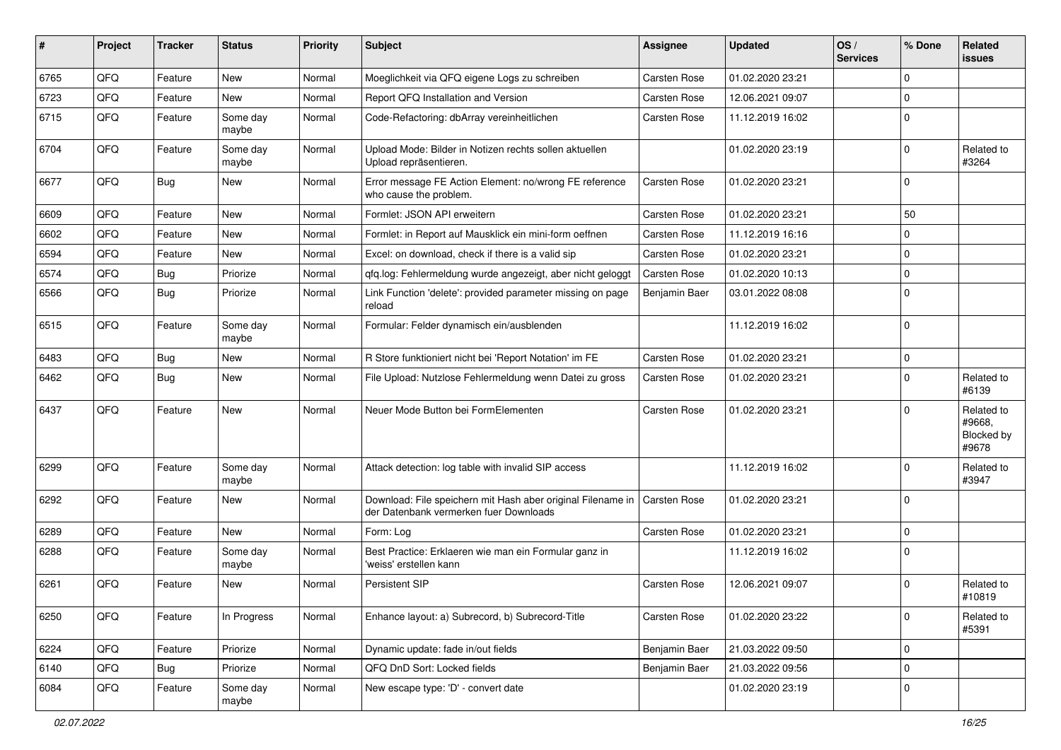| # | Project | Tracker | Status | Priority | Subject | Assignee | Updated | OS / Services | % Done | Related issues |
|---|---|---|---|---|---|---|---|---|---|---|
| 6765 | QFQ | Feature | New | Normal | Moeglichkeit via QFQ eigene Logs zu schreiben | Carsten Rose | 01.02.2020 23:21 | | 0 | |
| 6723 | QFQ | Feature | New | Normal | Report QFQ Installation and Version | Carsten Rose | 12.06.2021 09:07 | | 0 | |
| 6715 | QFQ | Feature | Some day maybe | Normal | Code-Refactoring: dbArray vereinheitlichen | Carsten Rose | 11.12.2019 16:02 | | 0 | |
| 6704 | QFQ | Feature | Some day maybe | Normal | Upload Mode: Bilder in Notizen rechts sollen aktuellen Upload repräsentieren. | | 01.02.2020 23:19 | | 0 | Related to #3264 |
| 6677 | QFQ | Bug | New | Normal | Error message FE Action Element: no/wrong FE reference who cause the problem. | Carsten Rose | 01.02.2020 23:21 | | 0 | |
| 6609 | QFQ | Feature | New | Normal | Formlet: JSON API erweitern | Carsten Rose | 01.02.2020 23:21 | | 50 | |
| 6602 | QFQ | Feature | New | Normal | Formlet: in Report auf Mausklick ein mini-form oeffnen | Carsten Rose | 11.12.2019 16:16 | | 0 | |
| 6594 | QFQ | Feature | New | Normal | Excel: on download, check if there is a valid sip | Carsten Rose | 01.02.2020 23:21 | | 0 | |
| 6574 | QFQ | Bug | Priorize | Normal | qfq.log: Fehlermeldung wurde angezeigt, aber nicht geloggt | Carsten Rose | 01.02.2020 10:13 | | 0 | |
| 6566 | QFQ | Bug | Priorize | Normal | Link Function 'delete': provided parameter missing on page reload | Benjamin Baer | 03.01.2022 08:08 | | 0 | |
| 6515 | QFQ | Feature | Some day maybe | Normal | Formular: Felder dynamisch ein/ausblenden | | 11.12.2019 16:02 | | 0 | |
| 6483 | QFQ | Bug | New | Normal | R Store funktioniert nicht bei 'Report Notation' im FE | Carsten Rose | 01.02.2020 23:21 | | 0 | |
| 6462 | QFQ | Bug | New | Normal | File Upload: Nutzlose Fehlermeldung wenn Datei zu gross | Carsten Rose | 01.02.2020 23:21 | | 0 | Related to #6139 |
| 6437 | QFQ | Feature | New | Normal | Neuer Mode Button bei FormElementen | Carsten Rose | 01.02.2020 23:21 | | 0 | Related to #9668, Blocked by #9678 |
| 6299 | QFQ | Feature | Some day maybe | Normal | Attack detection: log table with invalid SIP access | | 11.12.2019 16:02 | | 0 | Related to #3947 |
| 6292 | QFQ | Feature | New | Normal | Download: File speichern mit Hash aber original Filename in der Datenbank vermerken fuer Downloads | Carsten Rose | 01.02.2020 23:21 | | 0 | |
| 6289 | QFQ | Feature | New | Normal | Form: Log | Carsten Rose | 01.02.2020 23:21 | | 0 | |
| 6288 | QFQ | Feature | Some day maybe | Normal | Best Practice: Erklaeren wie man ein Formular ganz in 'weiss' erstellen kann | | 11.12.2019 16:02 | | 0 | |
| 6261 | QFQ | Feature | New | Normal | Persistent SIP | Carsten Rose | 12.06.2021 09:07 | | 0 | Related to #10819 |
| 6250 | QFQ | Feature | In Progress | Normal | Enhance layout: a) Subrecord, b) Subrecord-Title | Carsten Rose | 01.02.2020 23:22 | | 0 | Related to #5391 |
| 6224 | QFQ | Feature | Priorize | Normal | Dynamic update: fade in/out fields | Benjamin Baer | 21.03.2022 09:50 | | 0 | |
| 6140 | QFQ | Bug | Priorize | Normal | QFQ DnD Sort: Locked fields | Benjamin Baer | 21.03.2022 09:56 | | 0 | |
| 6084 | QFQ | Feature | Some day maybe | Normal | New escape type: 'D' - convert date | | 01.02.2020 23:19 | | 0 | |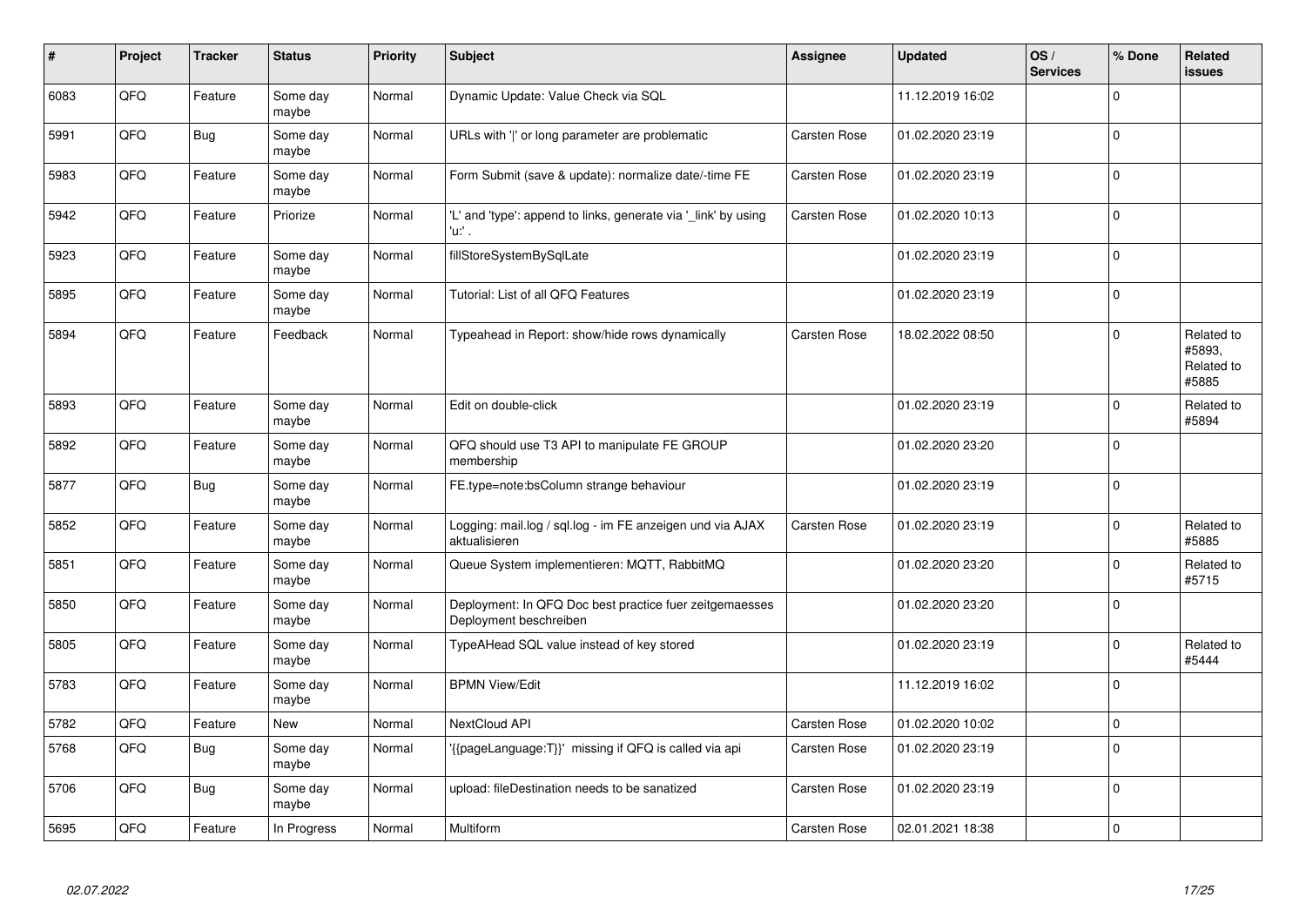| # | Project | Tracker | Status | Priority | Subject | Assignee | Updated | OS / Services | % Done | Related issues |
|---|---|---|---|---|---|---|---|---|---|---|
| 6083 | QFQ | Feature | Some day maybe | Normal | Dynamic Update: Value Check via SQL | | 11.12.2019 16:02 | | 0 | |
| 5991 | QFQ | Bug | Some day maybe | Normal | URLs with '\|' or long parameter are problematic | Carsten Rose | 01.02.2020 23:19 | | 0 | |
| 5983 | QFQ | Feature | Some day maybe | Normal | Form Submit (save & update): normalize date/-time FE | Carsten Rose | 01.02.2020 23:19 | | 0 | |
| 5942 | QFQ | Feature | Priorize | Normal | 'L' and 'type': append to links, generate via '_link' by using 'u:' . | Carsten Rose | 01.02.2020 10:13 | | 0 | |
| 5923 | QFQ | Feature | Some day maybe | Normal | fillStoreSystemBySqlLate | | 01.02.2020 23:19 | | 0 | |
| 5895 | QFQ | Feature | Some day maybe | Normal | Tutorial: List of all QFQ Features | | 01.02.2020 23:19 | | 0 | |
| 5894 | QFQ | Feature | Feedback | Normal | Typeahead in Report: show/hide rows dynamically | Carsten Rose | 18.02.2022 08:50 | | 0 | Related to #5893, Related to #5885 |
| 5893 | QFQ | Feature | Some day maybe | Normal | Edit on double-click | | 01.02.2020 23:19 | | 0 | Related to #5894 |
| 5892 | QFQ | Feature | Some day maybe | Normal | QFQ should use T3 API to manipulate FE GROUP membership | | 01.02.2020 23:20 | | 0 | |
| 5877 | QFQ | Bug | Some day maybe | Normal | FE.type=note:bsColumn strange behaviour | | 01.02.2020 23:19 | | 0 | |
| 5852 | QFQ | Feature | Some day maybe | Normal | Logging: mail.log / sql.log - im FE anzeigen und via AJAX aktualisieren | Carsten Rose | 01.02.2020 23:19 | | 0 | Related to #5885 |
| 5851 | QFQ | Feature | Some day maybe | Normal | Queue System implementieren: MQTT, RabbitMQ | | 01.02.2020 23:20 | | 0 | Related to #5715 |
| 5850 | QFQ | Feature | Some day maybe | Normal | Deployment: In QFQ Doc best practice fuer zeitgemaesses Deployment beschreiben | | 01.02.2020 23:20 | | 0 | |
| 5805 | QFQ | Feature | Some day maybe | Normal | TypeAHead SQL value instead of key stored | | 01.02.2020 23:19 | | 0 | Related to #5444 |
| 5783 | QFQ | Feature | Some day maybe | Normal | BPMN View/Edit | | 11.12.2019 16:02 | | 0 | |
| 5782 | QFQ | Feature | New | Normal | NextCloud API | Carsten Rose | 01.02.2020 10:02 | | 0 | |
| 5768 | QFQ | Bug | Some day maybe | Normal | '{{pageLanguage:T}}' missing if QFQ is called via api | Carsten Rose | 01.02.2020 23:19 | | 0 | |
| 5706 | QFQ | Bug | Some day maybe | Normal | upload: fileDestination needs to be sanatized | Carsten Rose | 01.02.2020 23:19 | | 0 | |
| 5695 | QFQ | Feature | In Progress | Normal | Multiform | Carsten Rose | 02.01.2021 18:38 | | 0 | |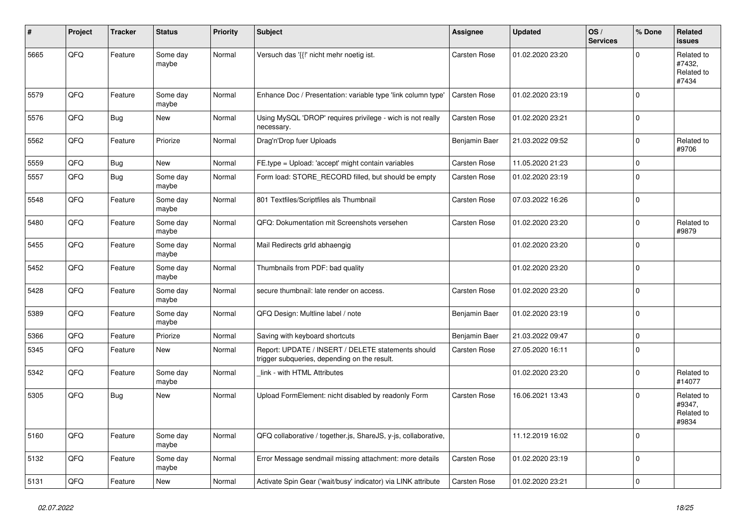| # | Project | Tracker | Status | Priority | Subject | Assignee | Updated | OS / Services | % Done | Related issues |
|---|---|---|---|---|---|---|---|---|---|---|
| 5665 | QFQ | Feature | Some day maybe | Normal | Versuch das '{{!' nicht mehr noetig ist. | Carsten Rose | 01.02.2020 23:20 | | 0 | Related to #7432, Related to #7434 |
| 5579 | QFQ | Feature | Some day maybe | Normal | Enhance Doc / Presentation: variable type 'link column type' | Carsten Rose | 01.02.2020 23:19 | | 0 | |
| 5576 | QFQ | Bug | New | Normal | Using MySQL 'DROP' requires privilege - wich is not really necessary. | Carsten Rose | 01.02.2020 23:21 | | 0 | |
| 5562 | QFQ | Feature | Priorize | Normal | Drag'n'Drop fuer Uploads | Benjamin Baer | 21.03.2022 09:52 | | 0 | Related to #9706 |
| 5559 | QFQ | Bug | New | Normal | FE.type = Upload: 'accept' might contain variables | Carsten Rose | 11.05.2020 21:23 | | 0 | |
| 5557 | QFQ | Bug | Some day maybe | Normal | Form load: STORE_RECORD filled, but should be empty | Carsten Rose | 01.02.2020 23:19 | | 0 | |
| 5548 | QFQ | Feature | Some day maybe | Normal | 801 Textfiles/Scriptfiles als Thumbnail | Carsten Rose | 07.03.2022 16:26 | | 0 | |
| 5480 | QFQ | Feature | Some day maybe | Normal | QFQ: Dokumentation mit Screenshots versehen | Carsten Rose | 01.02.2020 23:20 | | 0 | Related to #9879 |
| 5455 | QFQ | Feature | Some day maybe | Normal | Mail Redirects grId abhaengig | | 01.02.2020 23:20 | | 0 | |
| 5452 | QFQ | Feature | Some day maybe | Normal | Thumbnails from PDF: bad quality | | 01.02.2020 23:20 | | 0 | |
| 5428 | QFQ | Feature | Some day maybe | Normal | secure thumbnail: late render on access. | Carsten Rose | 01.02.2020 23:20 | | 0 | |
| 5389 | QFQ | Feature | Some day maybe | Normal | QFQ Design: Multline label / note | Benjamin Baer | 01.02.2020 23:19 | | 0 | |
| 5366 | QFQ | Feature | Priorize | Normal | Saving with keyboard shortcuts | Benjamin Baer | 21.03.2022 09:47 | | 0 | |
| 5345 | QFQ | Feature | New | Normal | Report: UPDATE / INSERT / DELETE statements should trigger subqueries, depending on the result. | Carsten Rose | 27.05.2020 16:11 | | 0 | |
| 5342 | QFQ | Feature | Some day maybe | Normal | _link - with HTML Attributes | | 01.02.2020 23:20 | | 0 | Related to #14077 |
| 5305 | QFQ | Bug | New | Normal | Upload FormElement: nicht disabled by readonly Form | Carsten Rose | 16.06.2021 13:43 | | 0 | Related to #9347, Related to #9834 |
| 5160 | QFQ | Feature | Some day maybe | Normal | QFQ collaborative / together.js, ShareJS, y-js, collaborative, | | 11.12.2019 16:02 | | 0 | |
| 5132 | QFQ | Feature | Some day maybe | Normal | Error Message sendmail missing attachment: more details | Carsten Rose | 01.02.2020 23:19 | | 0 | |
| 5131 | QFQ | Feature | New | Normal | Activate Spin Gear ('wait/busy' indicator) via LINK attribute | Carsten Rose | 01.02.2020 23:21 | | 0 | |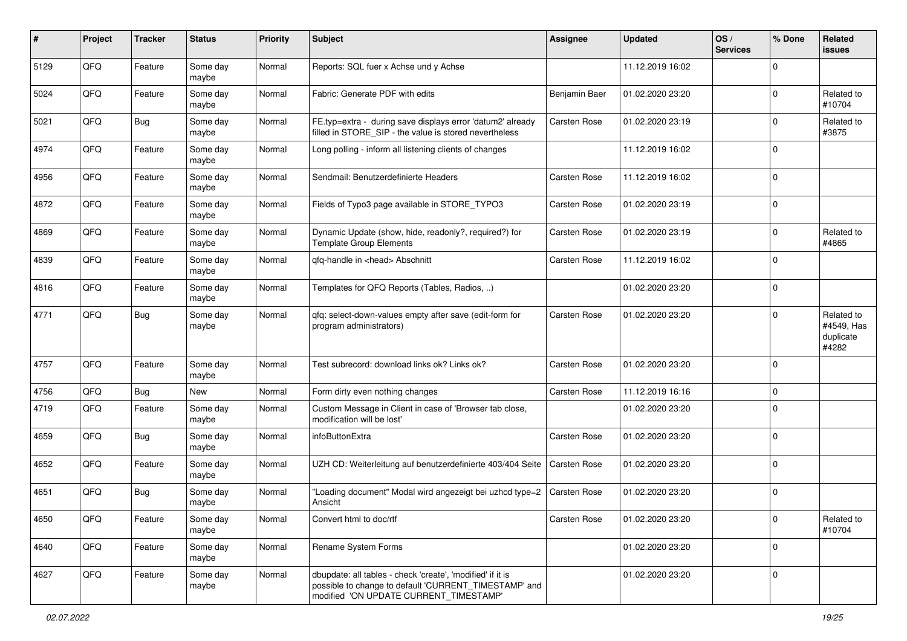| # | Project | Tracker | Status | Priority | Subject | Assignee | Updated | OS / Services | % Done | Related issues |
|---|---|---|---|---|---|---|---|---|---|---|
| 5129 | QFQ | Feature | Some day maybe | Normal | Reports: SQL fuer x Achse und y Achse | | 11.12.2019 16:02 | | 0 | |
| 5024 | QFQ | Feature | Some day maybe | Normal | Fabric: Generate PDF with edits | Benjamin Baer | 01.02.2020 23:20 | | 0 | Related to #10704 |
| 5021 | QFQ | Bug | Some day maybe | Normal | FE.typ=extra - during save displays error 'datum2' already filled in STORE_SIP - the value is stored nevertheless | Carsten Rose | 01.02.2020 23:19 | | 0 | Related to #3875 |
| 4974 | QFQ | Feature | Some day maybe | Normal | Long polling - inform all listening clients of changes | | 11.12.2019 16:02 | | 0 | |
| 4956 | QFQ | Feature | Some day maybe | Normal | Sendmail: Benutzerdefinierte Headers | Carsten Rose | 11.12.2019 16:02 | | 0 | |
| 4872 | QFQ | Feature | Some day maybe | Normal | Fields of Typo3 page available in STORE_TYPO3 | Carsten Rose | 01.02.2020 23:19 | | 0 | |
| 4869 | QFQ | Feature | Some day maybe | Normal | Dynamic Update (show, hide, readonly?, required?) for Template Group Elements | Carsten Rose | 01.02.2020 23:19 | | 0 | Related to #4865 |
| 4839 | QFQ | Feature | Some day maybe | Normal | qfq-handle in <head> Abschnitt | Carsten Rose | 11.12.2019 16:02 | | 0 | |
| 4816 | QFQ | Feature | Some day maybe | Normal | Templates for QFQ Reports (Tables, Radios, ..) | | 01.02.2020 23:20 | | 0 | |
| 4771 | QFQ | Bug | Some day maybe | Normal | qfq: select-down-values empty after save (edit-form for program administrators) | Carsten Rose | 01.02.2020 23:20 | | 0 | Related to #4549, Has duplicate #4282 |
| 4757 | QFQ | Feature | Some day maybe | Normal | Test subrecord: download links ok? Links ok? | Carsten Rose | 01.02.2020 23:20 | | 0 | |
| 4756 | QFQ | Bug | New | Normal | Form dirty even nothing changes | Carsten Rose | 11.12.2019 16:16 | | 0 | |
| 4719 | QFQ | Feature | Some day maybe | Normal | Custom Message in Client in case of 'Browser tab close, modification will be lost' | | 01.02.2020 23:20 | | 0 | |
| 4659 | QFQ | Bug | Some day maybe | Normal | infoButtonExtra | Carsten Rose | 01.02.2020 23:20 | | 0 | |
| 4652 | QFQ | Feature | Some day maybe | Normal | UZH CD: Weiterleitung auf benutzerdefinierte 403/404 Seite | Carsten Rose | 01.02.2020 23:20 | | 0 | |
| 4651 | QFQ | Bug | Some day maybe | Normal | "Loading document" Modal wird angezeigt bei uzhcd type=2 Ansicht | Carsten Rose | 01.02.2020 23:20 | | 0 | |
| 4650 | QFQ | Feature | Some day maybe | Normal | Convert html to doc/rtf | Carsten Rose | 01.02.2020 23:20 | | 0 | Related to #10704 |
| 4640 | QFQ | Feature | Some day maybe | Normal | Rename System Forms | | 01.02.2020 23:20 | | 0 | |
| 4627 | QFQ | Feature | Some day maybe | Normal | dbupdate: all tables - check 'create', 'modified' if it is possible to change to default 'CURRENT_TIMESTAMP' and modified 'ON UPDATE CURRENT_TIMESTAMP' | | 01.02.2020 23:20 | | 0 | |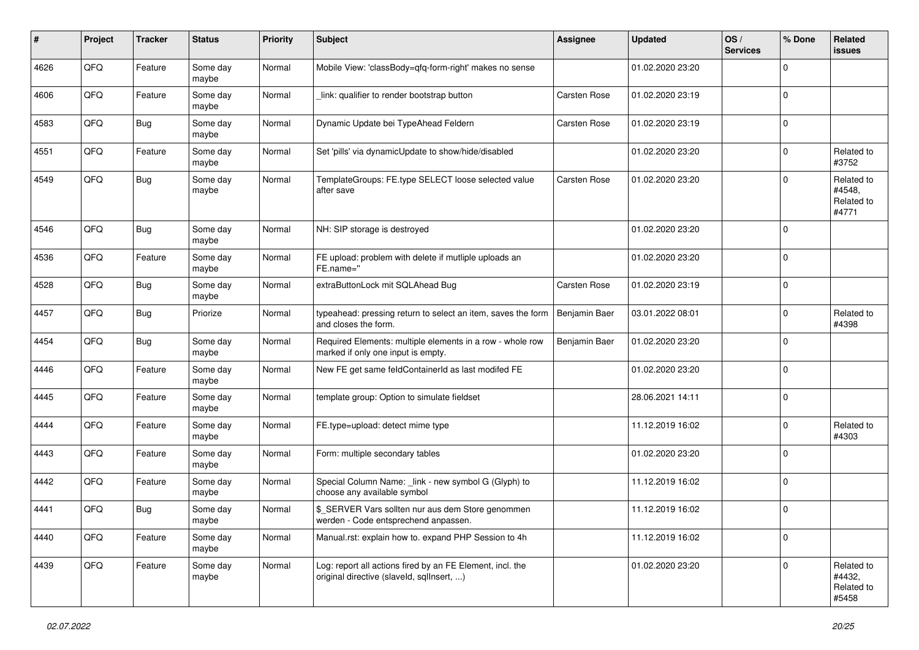| # | Project | Tracker | Status | Priority | Subject | Assignee | Updated | OS / Services | % Done | Related issues |
|---|---|---|---|---|---|---|---|---|---|---|
| 4626 | QFQ | Feature | Some day maybe | Normal | Mobile View: 'classBody=qfq-form-right' makes no sense | | 01.02.2020 23:20 | | 0 | |
| 4606 | QFQ | Feature | Some day maybe | Normal | _link: qualifier to render bootstrap button | Carsten Rose | 01.02.2020 23:19 | | 0 | |
| 4583 | QFQ | Bug | Some day maybe | Normal | Dynamic Update bei TypeAhead Feldern | Carsten Rose | 01.02.2020 23:19 | | 0 | |
| 4551 | QFQ | Feature | Some day maybe | Normal | Set 'pills' via dynamicUpdate to show/hide/disabled | | 01.02.2020 23:20 | | 0 | Related to #3752 |
| 4549 | QFQ | Bug | Some day maybe | Normal | TemplateGroups: FE.type SELECT loose selected value after save | Carsten Rose | 01.02.2020 23:20 | | 0 | Related to #4548, Related to #4771 |
| 4546 | QFQ | Bug | Some day maybe | Normal | NH: SIP storage is destroyed | | 01.02.2020 23:20 | | 0 | |
| 4536 | QFQ | Feature | Some day maybe | Normal | FE upload: problem with delete if mutliple uploads an FE.name='' | | 01.02.2020 23:20 | | 0 | |
| 4528 | QFQ | Bug | Some day maybe | Normal | extraButtonLock mit SQLAhead Bug | Carsten Rose | 01.02.2020 23:19 | | 0 | |
| 4457 | QFQ | Bug | Priorize | Normal | typeahead: pressing return to select an item, saves the form and closes the form. | Benjamin Baer | 03.01.2022 08:01 | | 0 | Related to #4398 |
| 4454 | QFQ | Bug | Some day maybe | Normal | Required Elements: multiple elements in a row - whole row marked if only one input is empty. | Benjamin Baer | 01.02.2020 23:20 | | 0 | |
| 4446 | QFQ | Feature | Some day maybe | Normal | New FE get same feldContainerId as last modifed FE | | 01.02.2020 23:20 | | 0 | |
| 4445 | QFQ | Feature | Some day maybe | Normal | template group: Option to simulate fieldset | | 28.06.2021 14:11 | | 0 | |
| 4444 | QFQ | Feature | Some day maybe | Normal | FE.type=upload: detect mime type | | 11.12.2019 16:02 | | 0 | Related to #4303 |
| 4443 | QFQ | Feature | Some day maybe | Normal | Form: multiple secondary tables | | 01.02.2020 23:20 | | 0 | |
| 4442 | QFQ | Feature | Some day maybe | Normal | Special Column Name: _link - new symbol G (Glyph) to choose any available symbol | | 11.12.2019 16:02 | | 0 | |
| 4441 | QFQ | Bug | Some day maybe | Normal | $_SERVER Vars sollten nur aus dem Store genommen werden - Code entsprechend anpassen. | | 11.12.2019 16:02 | | 0 | |
| 4440 | QFQ | Feature | Some day maybe | Normal | Manual.rst: explain how to. expand PHP Session to 4h | | 11.12.2019 16:02 | | 0 | |
| 4439 | QFQ | Feature | Some day maybe | Normal | Log: report all actions fired by an FE Element, incl. the original directive (slaveId, sqlInsert, ...) | | 01.02.2020 23:20 | | 0 | Related to #4432, Related to #5458 |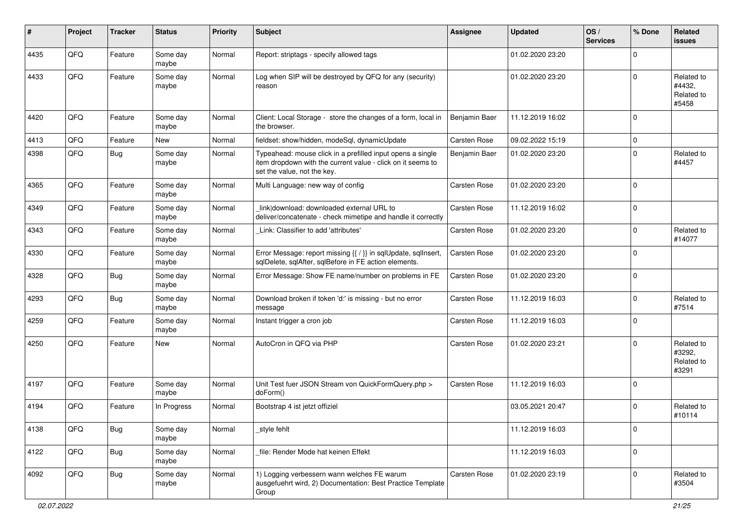| # | Project | Tracker | Status | Priority | Subject | Assignee | Updated | OS / Services | % Done | Related issues |
|---|---|---|---|---|---|---|---|---|---|---|
| 4435 | QFQ | Feature | Some day maybe | Normal | Report: striptags - specify allowed tags | | 01.02.2020 23:20 | | 0 | |
| 4433 | QFQ | Feature | Some day maybe | Normal | Log when SIP will be destroyed by QFQ for any (security) reason | | 01.02.2020 23:20 | | 0 | Related to #4432, Related to #5458 |
| 4420 | QFQ | Feature | Some day maybe | Normal | Client: Local Storage - store the changes of a form, local in the browser. | Benjamin Baer | 11.12.2019 16:02 | | 0 | |
| 4413 | QFQ | Feature | New | Normal | fieldset: show/hidden, modeSql, dynamicUpdate | Carsten Rose | 09.02.2022 15:19 | | 0 | |
| 4398 | QFQ | Bug | Some day maybe | Normal | Typeahead: mouse click in a prefilled input opens a single item dropdown with the current value - click on it seems to set the value, not the key. | Benjamin Baer | 01.02.2020 23:20 | | 0 | Related to #4457 |
| 4365 | QFQ | Feature | Some day maybe | Normal | Multi Language: new way of config | Carsten Rose | 01.02.2020 23:20 | | 0 | |
| 4349 | QFQ | Feature | Some day maybe | Normal | _link\|download: downloaded external URL to deliver/concatenate - check mimetipe and handle it correctly | Carsten Rose | 11.12.2019 16:02 | | 0 | |
| 4343 | QFQ | Feature | Some day maybe | Normal | _Link: Classifier to add 'attributes' | Carsten Rose | 01.02.2020 23:20 | | 0 | Related to #14077 |
| 4330 | QFQ | Feature | Some day maybe | Normal | Error Message: report missing {{ / }} in sqlUpdate, sqlInsert, sqlDelete, sqlAfter, sqlBefore in FE action elements. | Carsten Rose | 01.02.2020 23:20 | | 0 | |
| 4328 | QFQ | Bug | Some day maybe | Normal | Error Message: Show FE name/number on problems in FE | Carsten Rose | 01.02.2020 23:20 | | 0 | |
| 4293 | QFQ | Bug | Some day maybe | Normal | Download broken if token 'd:' is missing - but no error message | Carsten Rose | 11.12.2019 16:03 | | 0 | Related to #7514 |
| 4259 | QFQ | Feature | Some day maybe | Normal | Instant trigger a cron job | Carsten Rose | 11.12.2019 16:03 | | 0 | |
| 4250 | QFQ | Feature | New | Normal | AutoCron in QFQ via PHP | Carsten Rose | 01.02.2020 23:21 | | 0 | Related to #3292, Related to #3291 |
| 4197 | QFQ | Feature | Some day maybe | Normal | Unit Test fuer JSON Stream von QuickFormQuery.php > doForm() | Carsten Rose | 11.12.2019 16:03 | | 0 | |
| 4194 | QFQ | Feature | In Progress | Normal | Bootstrap 4 ist jetzt offiziel | | 03.05.2021 20:47 | | 0 | Related to #10114 |
| 4138 | QFQ | Bug | Some day maybe | Normal | _style fehlt | | 11.12.2019 16:03 | | 0 | |
| 4122 | QFQ | Bug | Some day maybe | Normal | _file: Render Mode hat keinen Effekt | | 11.12.2019 16:03 | | 0 | |
| 4092 | QFQ | Bug | Some day maybe | Normal | 1) Logging verbessern wann welches FE warum ausgefuehrt wird, 2) Documentation: Best Practice Template Group | Carsten Rose | 01.02.2020 23:19 | | 0 | Related to #3504 |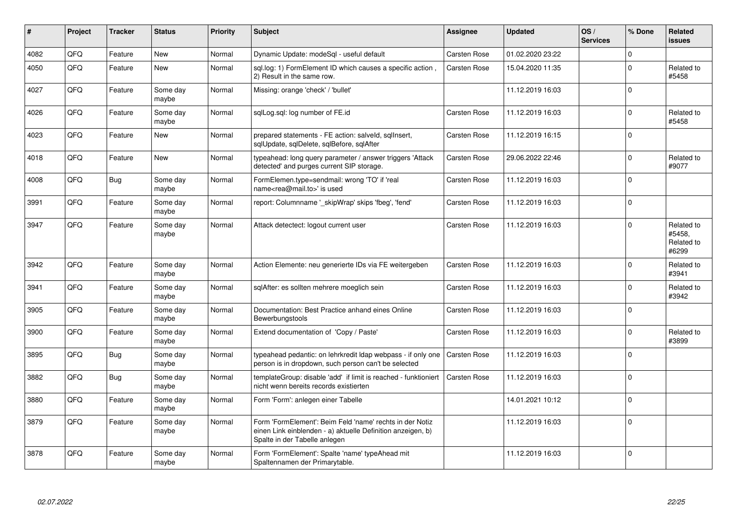| # | Project | Tracker | Status | Priority | Subject | Assignee | Updated | OS / Services | % Done | Related issues |
|---|---|---|---|---|---|---|---|---|---|---|
| 4082 | QFQ | Feature | New | Normal | Dynamic Update: modeSql - useful default | Carsten Rose | 01.02.2020 23:22 | | 0 | |
| 4050 | QFQ | Feature | New | Normal | sql.log: 1) FormElement ID which causes a specific action , 2) Result in the same row. | Carsten Rose | 15.04.2020 11:35 | | 0 | Related to #5458 |
| 4027 | QFQ | Feature | Some day maybe | Normal | Missing: orange 'check' / 'bullet' | | 11.12.2019 16:03 | | 0 | |
| 4026 | QFQ | Feature | Some day maybe | Normal | sqlLog.sql: log number of FE.id | Carsten Rose | 11.12.2019 16:03 | | 0 | Related to #5458 |
| 4023 | QFQ | Feature | New | Normal | prepared statements - FE action: salveId, sqlInsert, sqlUpdate, sqlDelete, sqlBefore, sqlAfter | Carsten Rose | 11.12.2019 16:15 | | 0 | |
| 4018 | QFQ | Feature | New | Normal | typeahead: long query parameter / answer triggers 'Attack detected' and purges current SIP storage. | Carsten Rose | 29.06.2022 22:46 | | 0 | Related to #9077 |
| 4008 | QFQ | Bug | Some day maybe | Normal | FormElemen.type=sendmail: wrong 'TO' if 'real name<rea@mail.to>' is used | Carsten Rose | 11.12.2019 16:03 | | 0 | |
| 3991 | QFQ | Feature | Some day maybe | Normal | report: Columnname '_skipWrap' skips 'fbeg', 'fend' | Carsten Rose | 11.12.2019 16:03 | | 0 | |
| 3947 | QFQ | Feature | Some day maybe | Normal | Attack detectect: logout current user | Carsten Rose | 11.12.2019 16:03 | | 0 | Related to #5458, Related to #6299 |
| 3942 | QFQ | Feature | Some day maybe | Normal | Action Elemente: neu generierte IDs via FE weitergeben | Carsten Rose | 11.12.2019 16:03 | | 0 | Related to #3941 |
| 3941 | QFQ | Feature | Some day maybe | Normal | sqlAfter: es sollten mehrere moeglich sein | Carsten Rose | 11.12.2019 16:03 | | 0 | Related to #3942 |
| 3905 | QFQ | Feature | Some day maybe | Normal | Documentation: Best Practice anhand eines Online Bewerbungstools | Carsten Rose | 11.12.2019 16:03 | | 0 | |
| 3900 | QFQ | Feature | Some day maybe | Normal | Extend documentation of 'Copy / Paste' | Carsten Rose | 11.12.2019 16:03 | | 0 | Related to #3899 |
| 3895 | QFQ | Bug | Some day maybe | Normal | typeahead pedantic: on lehrkredit ldap webpass - if only one person is in dropdown, such person can't be selected | Carsten Rose | 11.12.2019 16:03 | | 0 | |
| 3882 | QFQ | Bug | Some day maybe | Normal | templateGroup: disable 'add' if limit is reached - funktioniert nicht wenn bereits records existierten | Carsten Rose | 11.12.2019 16:03 | | 0 | |
| 3880 | QFQ | Feature | Some day maybe | Normal | Form 'Form': anlegen einer Tabelle | | 14.01.2021 10:12 | | 0 | |
| 3879 | QFQ | Feature | Some day maybe | Normal | Form 'FormElement': Beim Feld 'name' rechts in der Notiz einen Link einblenden - a) aktuelle Definition anzeigen, b) Spalte in der Tabelle anlegen | | 11.12.2019 16:03 | | 0 | |
| 3878 | QFQ | Feature | Some day maybe | Normal | Form 'FormElement': Spalte 'name' typeAhead mit Spaltennamen der Primarytable. | | 11.12.2019 16:03 | | 0 | |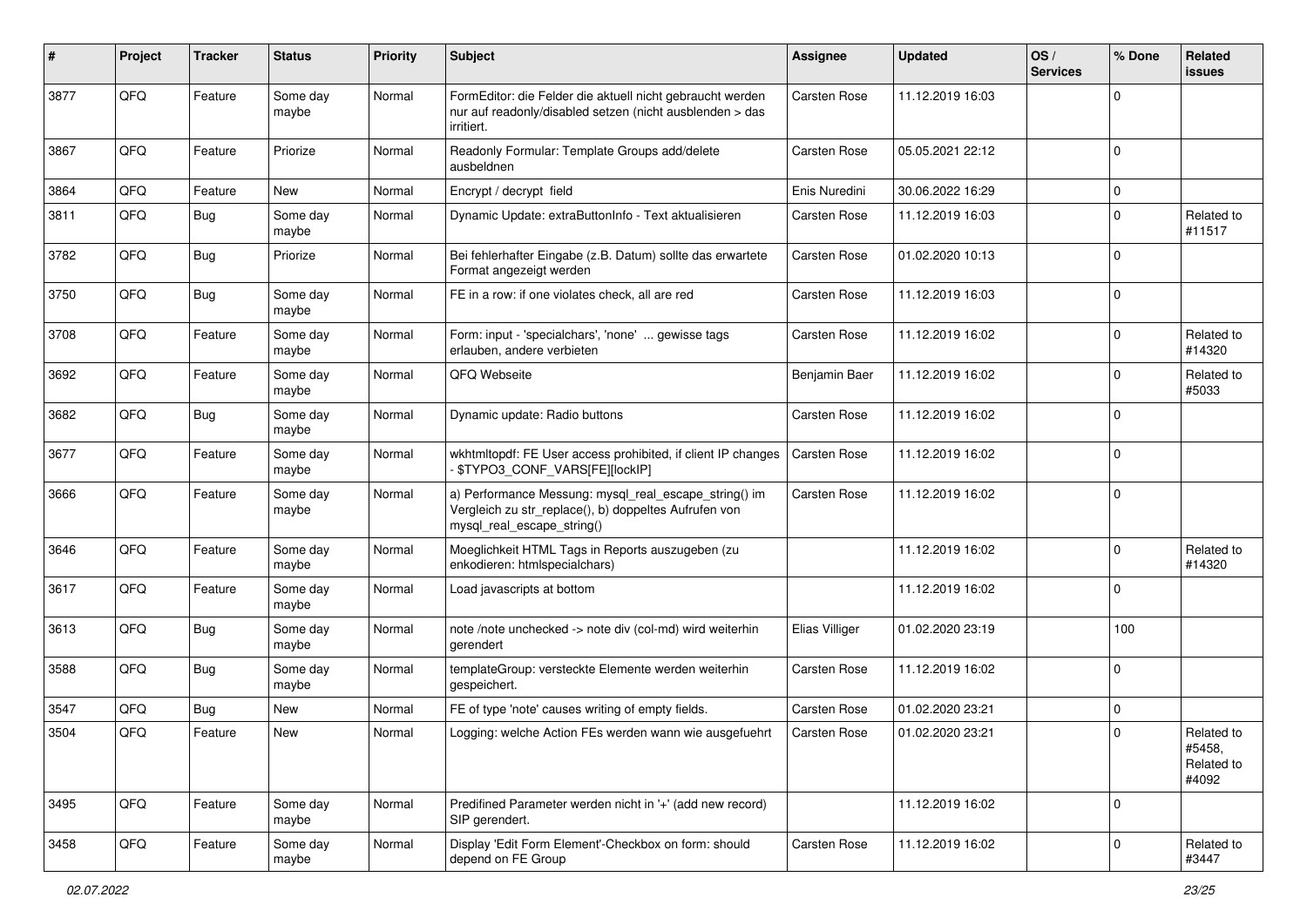| # | Project | Tracker | Status | Priority | Subject | Assignee | Updated | OS / Services | % Done | Related issues |
|---|---|---|---|---|---|---|---|---|---|---|
| 3877 | QFQ | Feature | Some day maybe | Normal | FormEditor: die Felder die aktuell nicht gebraucht werden nur auf readonly/disabled setzen (nicht ausblenden > das irritiert. | Carsten Rose | 11.12.2019 16:03 | | 0 | |
| 3867 | QFQ | Feature | Priorize | Normal | Readonly Formular: Template Groups add/delete ausbeldnen | Carsten Rose | 05.05.2021 22:12 | | 0 | |
| 3864 | QFQ | Feature | New | Normal | Encrypt / decrypt field | Enis Nuredini | 30.06.2022 16:29 | | 0 | |
| 3811 | QFQ | Bug | Some day maybe | Normal | Dynamic Update: extraButtonInfo - Text aktualisieren | Carsten Rose | 11.12.2019 16:03 | | 0 | Related to #11517 |
| 3782 | QFQ | Bug | Priorize | Normal | Bei fehlerhafter Eingabe (z.B. Datum) sollte das erwartete Format angezeigt werden | Carsten Rose | 01.02.2020 10:13 | | 0 | |
| 3750 | QFQ | Bug | Some day maybe | Normal | FE in a row: if one violates check, all are red | Carsten Rose | 11.12.2019 16:03 | | 0 | |
| 3708 | QFQ | Feature | Some day maybe | Normal | Form: input - 'specialchars', 'none' ... gewisse tags erlauben, andere verbieten | Carsten Rose | 11.12.2019 16:02 | | 0 | Related to #14320 |
| 3692 | QFQ | Feature | Some day maybe | Normal | QFQ Webseite | Benjamin Baer | 11.12.2019 16:02 | | 0 | Related to #5033 |
| 3682 | QFQ | Bug | Some day maybe | Normal | Dynamic update: Radio buttons | Carsten Rose | 11.12.2019 16:02 | | 0 | |
| 3677 | QFQ | Feature | Some day maybe | Normal | wkhtmltopdf: FE User access prohibited, if client IP changes - $TYPO3_CONF_VARS[FE][lockIP] | Carsten Rose | 11.12.2019 16:02 | | 0 | |
| 3666 | QFQ | Feature | Some day maybe | Normal | a) Performance Messung: mysql_real_escape_string() im Vergleich zu str_replace(), b) doppeltes Aufrufen von mysql_real_escape_string() | Carsten Rose | 11.12.2019 16:02 | | 0 | |
| 3646 | QFQ | Feature | Some day maybe | Normal | Moeglichkeit HTML Tags in Reports auszugeben (zu enkodieren: htmlspecialchars) | | 11.12.2019 16:02 | | 0 | Related to #14320 |
| 3617 | QFQ | Feature | Some day maybe | Normal | Load javascripts at bottom | | 11.12.2019 16:02 | | 0 | |
| 3613 | QFQ | Bug | Some day maybe | Normal | note /note unchecked -> note div (col-md) wird weiterhin gerendert | Elias Villiger | 01.02.2020 23:19 | | 100 | |
| 3588 | QFQ | Bug | Some day maybe | Normal | templateGroup: versteckte Elemente werden weiterhin gespeichert. | Carsten Rose | 11.12.2019 16:02 | | 0 | |
| 3547 | QFQ | Bug | New | Normal | FE of type 'note' causes writing of empty fields. | Carsten Rose | 01.02.2020 23:21 | | 0 | |
| 3504 | QFQ | Feature | New | Normal | Logging: welche Action FEs werden wann wie ausgefuehrt | Carsten Rose | 01.02.2020 23:21 | | 0 | Related to #5458, Related to #4092 |
| 3495 | QFQ | Feature | Some day maybe | Normal | Predifined Parameter werden nicht in '+' (add new record) SIP gerendert. | | 11.12.2019 16:02 | | 0 | |
| 3458 | QFQ | Feature | Some day maybe | Normal | Display 'Edit Form Element'-Checkbox on form: should depend on FE Group | Carsten Rose | 11.12.2019 16:02 | | 0 | Related to #3447 |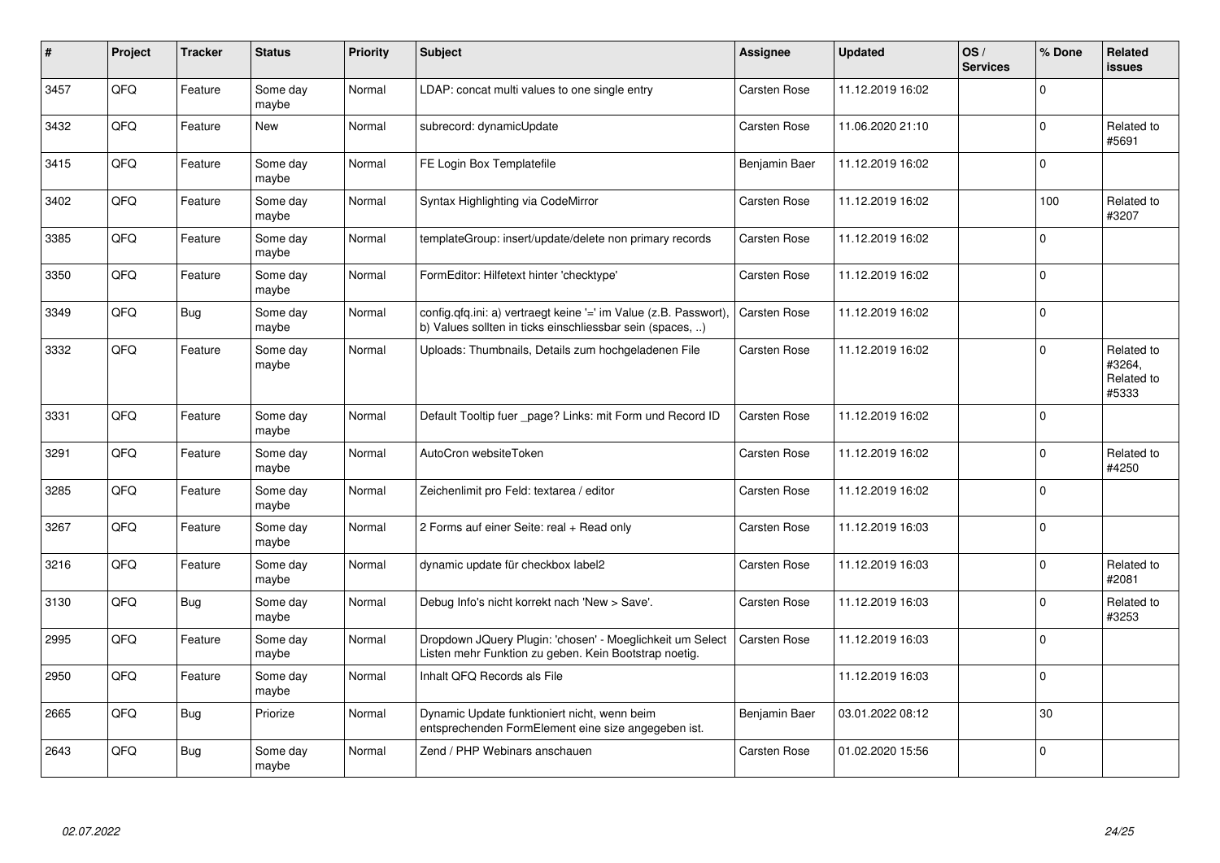| # | Project | Tracker | Status | Priority | Subject | Assignee | Updated | OS / Services | % Done | Related issues |
|---|---|---|---|---|---|---|---|---|---|---|
| 3457 | QFQ | Feature | Some day maybe | Normal | LDAP: concat multi values to one single entry | Carsten Rose | 11.12.2019 16:02 | | 0 | |
| 3432 | QFQ | Feature | New | Normal | subrecord: dynamicUpdate | Carsten Rose | 11.06.2020 21:10 | | 0 | Related to #5691 |
| 3415 | QFQ | Feature | Some day maybe | Normal | FE Login Box Templatefile | Benjamin Baer | 11.12.2019 16:02 | | 0 | |
| 3402 | QFQ | Feature | Some day maybe | Normal | Syntax Highlighting via CodeMirror | Carsten Rose | 11.12.2019 16:02 | | 100 | Related to #3207 |
| 3385 | QFQ | Feature | Some day maybe | Normal | templateGroup: insert/update/delete non primary records | Carsten Rose | 11.12.2019 16:02 | | 0 | |
| 3350 | QFQ | Feature | Some day maybe | Normal | FormEditor: Hilfetext hinter 'checktype' | Carsten Rose | 11.12.2019 16:02 | | 0 | |
| 3349 | QFQ | Bug | Some day maybe | Normal | config.qfq.ini: a) vertraegt keine '=' im Value (z.B. Passwort), b) Values sollten in ticks einschliessbar sein (spaces, ..) | Carsten Rose | 11.12.2019 16:02 | | 0 | |
| 3332 | QFQ | Feature | Some day maybe | Normal | Uploads: Thumbnails, Details zum hochgeladenen File | Carsten Rose | 11.12.2019 16:02 | | 0 | Related to #3264, Related to #5333 |
| 3331 | QFQ | Feature | Some day maybe | Normal | Default Tooltip fuer _page? Links: mit Form und Record ID | Carsten Rose | 11.12.2019 16:02 | | 0 | |
| 3291 | QFQ | Feature | Some day maybe | Normal | AutoCron websiteToken | Carsten Rose | 11.12.2019 16:02 | | 0 | Related to #4250 |
| 3285 | QFQ | Feature | Some day maybe | Normal | Zeichenlimit pro Feld: textarea / editor | Carsten Rose | 11.12.2019 16:02 | | 0 | |
| 3267 | QFQ | Feature | Some day maybe | Normal | 2 Forms auf einer Seite: real + Read only | Carsten Rose | 11.12.2019 16:03 | | 0 | |
| 3216 | QFQ | Feature | Some day maybe | Normal | dynamic update für checkbox label2 | Carsten Rose | 11.12.2019 16:03 | | 0 | Related to #2081 |
| 3130 | QFQ | Bug | Some day maybe | Normal | Debug Info's nicht korrekt nach 'New > Save'. | Carsten Rose | 11.12.2019 16:03 | | 0 | Related to #3253 |
| 2995 | QFQ | Feature | Some day maybe | Normal | Dropdown JQuery Plugin: 'chosen' - Moeglichkeit um Select Listen mehr Funktion zu geben. Kein Bootstrap noetig. | Carsten Rose | 11.12.2019 16:03 | | 0 | |
| 2950 | QFQ | Feature | Some day maybe | Normal | Inhalt QFQ Records als File | | 11.12.2019 16:03 | | 0 | |
| 2665 | QFQ | Bug | Priorize | Normal | Dynamic Update funktioniert nicht, wenn beim entsprechenden FormElement eine size angegeben ist. | Benjamin Baer | 03.01.2022 08:12 | | 30 | |
| 2643 | QFQ | Bug | Some day maybe | Normal | Zend / PHP Webinars anschauen | Carsten Rose | 01.02.2020 15:56 | | 0 | |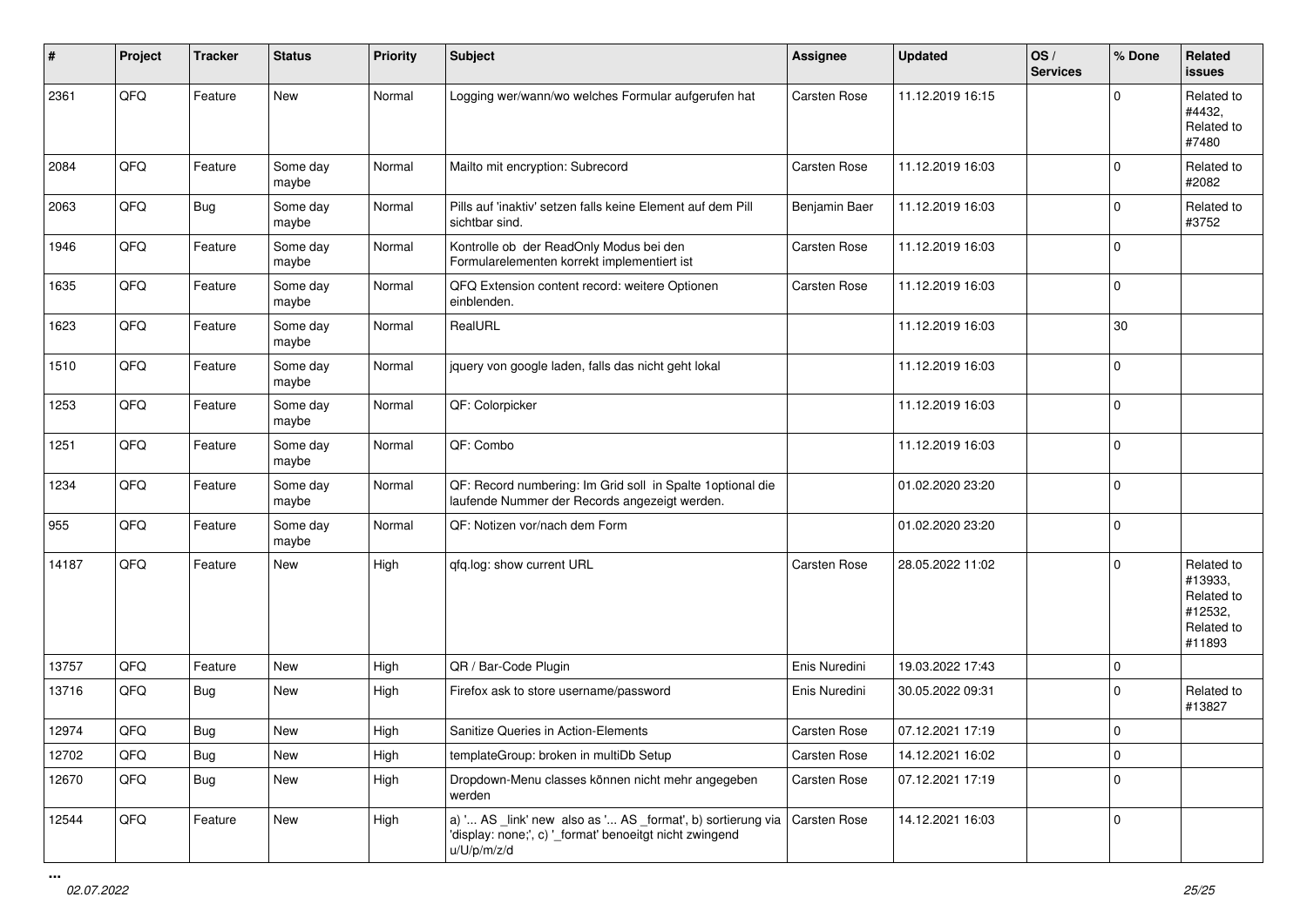| # | Project | Tracker | Status | Priority | Subject | Assignee | Updated | OS / Services | % Done | Related issues |
|---|---|---|---|---|---|---|---|---|---|---|
| 2361 | QFQ | Feature | New | Normal | Logging wer/wann/wo welches Formular aufgerufen hat | Carsten Rose | 11.12.2019 16:15 | | 0 | Related to #4432, Related to #7480 |
| 2084 | QFQ | Feature | Some day maybe | Normal | Mailto mit encryption: Subrecord | Carsten Rose | 11.12.2019 16:03 | | 0 | Related to #2082 |
| 2063 | QFQ | Bug | Some day maybe | Normal | Pills auf 'inaktiv' setzen falls keine Element auf dem Pill sichtbar sind. | Benjamin Baer | 11.12.2019 16:03 | | 0 | Related to #3752 |
| 1946 | QFQ | Feature | Some day maybe | Normal | Kontrolle ob der ReadOnly Modus bei den Formularelementen korrekt implementiert ist | Carsten Rose | 11.12.2019 16:03 | | 0 | |
| 1635 | QFQ | Feature | Some day maybe | Normal | QFQ Extension content record: weitere Optionen einblenden. | Carsten Rose | 11.12.2019 16:03 | | 0 | |
| 1623 | QFQ | Feature | Some day maybe | Normal | RealURL | | 11.12.2019 16:03 | | 30 | |
| 1510 | QFQ | Feature | Some day maybe | Normal | jquery von google laden, falls das nicht geht lokal | | 11.12.2019 16:03 | | 0 | |
| 1253 | QFQ | Feature | Some day maybe | Normal | QF: Colorpicker | | 11.12.2019 16:03 | | 0 | |
| 1251 | QFQ | Feature | Some day maybe | Normal | QF: Combo | | 11.12.2019 16:03 | | 0 | |
| 1234 | QFQ | Feature | Some day maybe | Normal | QF: Record numbering: Im Grid soll in Spalte 1optional die laufende Nummer der Records angezeigt werden. | | 01.02.2020 23:20 | | 0 | |
| 955 | QFQ | Feature | Some day maybe | Normal | QF: Notizen vor/nach dem Form | | 01.02.2020 23:20 | | 0 | |
| 14187 | QFQ | Feature | New | High | qfq.log: show current URL | Carsten Rose | 28.05.2022 11:02 | | 0 | Related to #13933, Related to #12532, Related to #11893 |
| 13757 | QFQ | Feature | New | High | QR / Bar-Code Plugin | Enis Nuredini | 19.03.2022 17:43 | | 0 | |
| 13716 | QFQ | Bug | New | High | Firefox ask to store username/password | Enis Nuredini | 30.05.2022 09:31 | | 0 | Related to #13827 |
| 12974 | QFQ | Bug | New | High | Sanitize Queries in Action-Elements | Carsten Rose | 07.12.2021 17:19 | | 0 | |
| 12702 | QFQ | Bug | New | High | templateGroup: broken in multiDb Setup | Carsten Rose | 14.12.2021 16:02 | | 0 | |
| 12670 | QFQ | Bug | New | High | Dropdown-Menu classes können nicht mehr angegeben werden | Carsten Rose | 07.12.2021 17:19 | | 0 | |
| 12544 | QFQ | Feature | New | High | a) '... AS _link' new also as '... AS _format', b) sortierung via 'display: none;', c) '_format' benoeitgt nicht zwingend u/U/p/m/z/d | Carsten Rose | 14.12.2021 16:03 | | 0 | |

...

*02.07.2022*